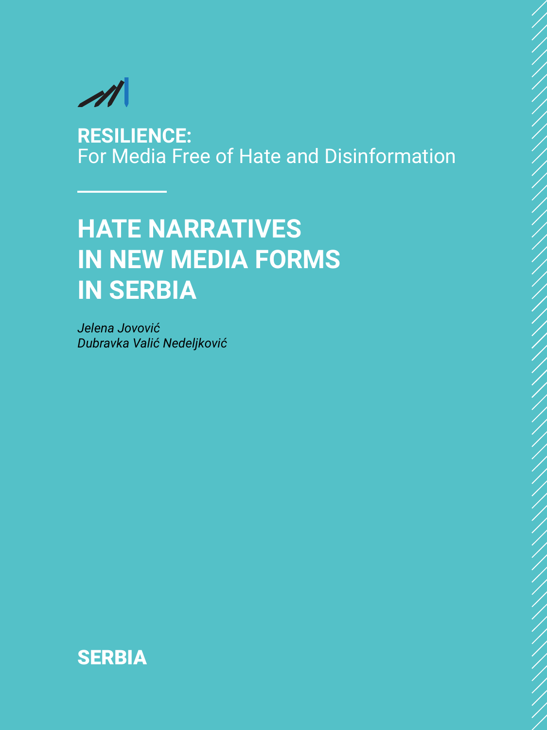**RESILIENCE:**
For Media Free of Hate and Disinformation

# HATE NARRATIVES IN NEW MEDIA FORMS IN SERBIA

*Jelena Jovović*
*Dubravka Valić Nedeljković*

**SERBIA**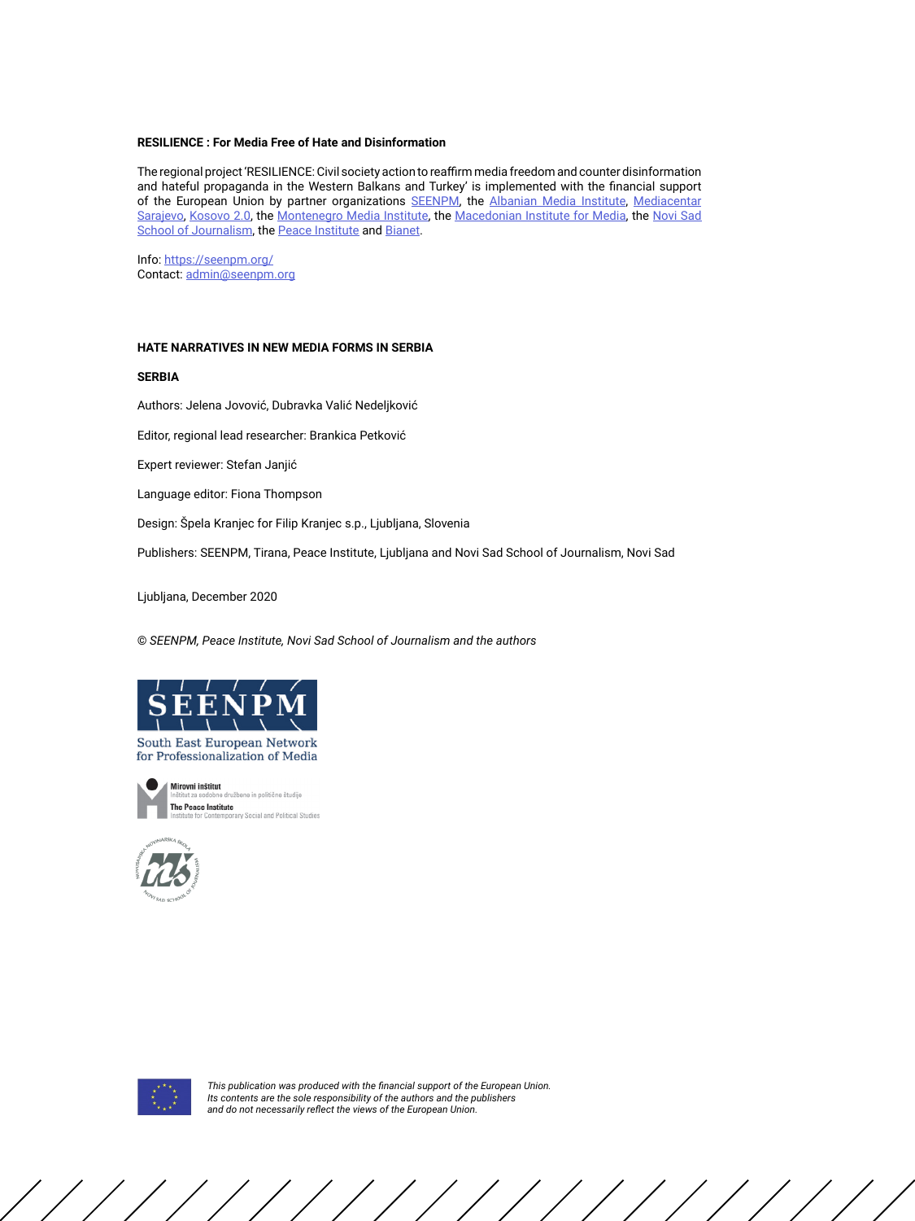**RESILIENCE : For Media Free of Hate and Disinformation**

The regional project 'RESILIENCE: Civil society action to reaffirm media freedom and counter disinformation and hateful propaganda in the Western Balkans and Turkey' is implemented with the financial support of the European Union by partner organizations SEENPM, the Albanian Media Institute, Mediacentar Sarajevo, Kosovo 2.0, the Montenegro Media Institute, the Macedonian Institute for Media, the Novi Sad School of Journalism, the Peace Institute and Bianet.

Info: https://seenpm.org/
Contact: admin@seenpm.org

**HATE NARRATIVES IN NEW MEDIA FORMS IN SERBIA**

**SERBIA**

Authors: Jelena Jovović, Dubravka Valić Nedeljković

Editor, regional lead researcher: Brankica Petković

Expert reviewer: Stefan Janjić

Language editor: Fiona Thompson

Design: Špela Kranjec for Filip Kranjec s.p., Ljubljana, Slovenia

Publishers: SEENPM, Tirana, Peace Institute, Ljubljana and Novi Sad School of Journalism, Novi Sad

Ljubljana, December 2020

*© SEENPM, Peace Institute, Novi Sad School of Journalism and the authors*

SEENPM
South East European Network for Professionalization of Media

Mirovni inštitut
Inštitut za sodobne družbene in politične študije
The Peace Institute
Institute for Contemporary Social and Political Studies

Novosadska novinarska škola – Novi Sad School of Journalism

*This publication was produced with the financial support of the European Union. Its contents are the sole responsibility of the authors and the publishers and do not necessarily reflect the views of the European Union.*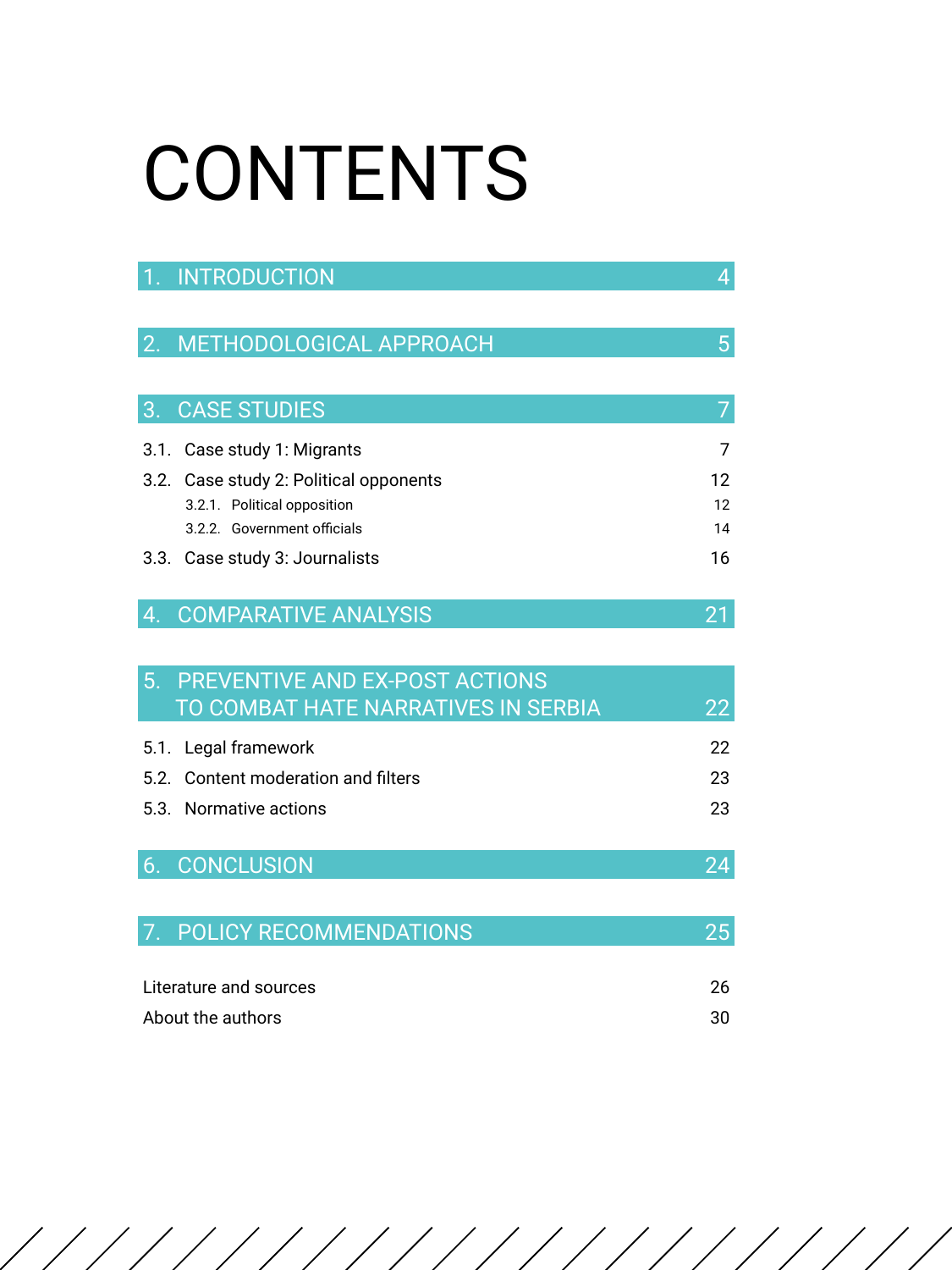# CONTENTS

| | |
|---|---|
| 1. INTRODUCTION | 4 |
| 2. METHODOLOGICAL APPROACH | 5 |
| 3. CASE STUDIES | 7 |
| 3.1. Case study 1: Migrants | 7 |
| 3.2. Case study 2: Political opponents | 12 |
| 3.2.1. Political opposition | 12 |
| 3.2.2. Government officials | 14 |
| 3.3. Case study 3: Journalists | 16 |
| 4. COMPARATIVE ANALYSIS | 21 |
| 5. PREVENTIVE AND EX-POST ACTIONS TO COMBAT HATE NARRATIVES IN SERBIA | 22 |
| 5.1. Legal framework | 22 |
| 5.2. Content moderation and filters | 23 |
| 5.3. Normative actions | 23 |
| 6. CONCLUSION | 24 |
| 7. POLICY RECOMMENDATIONS | 25 |
| Literature and sources | 26 |
| About the authors | 30 |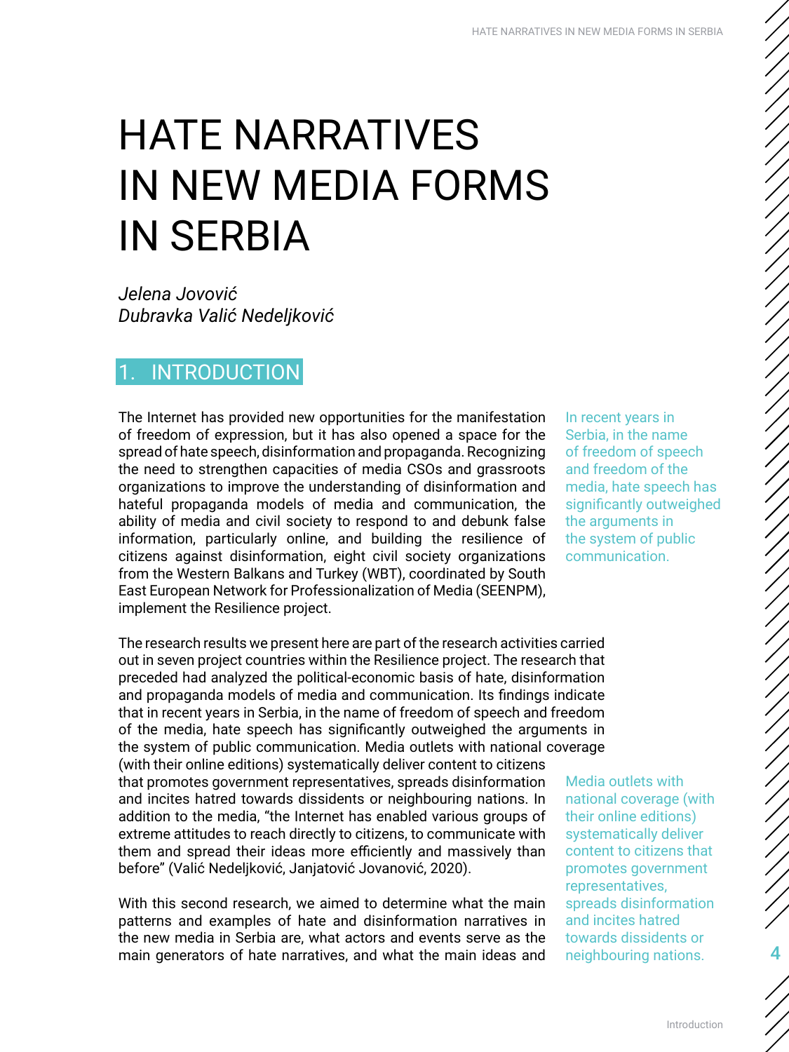# HATE NARRATIVES IN NEW MEDIA FORMS IN SERBIA

*Jelena Jovović*
*Dubravka Valić Nedeljković*

## 1. INTRODUCTION

The Internet has provided new opportunities for the manifestation of freedom of expression, but it has also opened a space for the spread of hate speech, disinformation and propaganda. Recognizing the need to strengthen capacities of media CSOs and grassroots organizations to improve the understanding of disinformation and hateful propaganda models of media and communication, the ability of media and civil society to respond to and debunk false information, particularly online, and building the resilience of citizens against disinformation, eight civil society organizations from the Western Balkans and Turkey (WBT), coordinated by South East European Network for Professionalization of Media (SEENPM), implement the Resilience project.

> In recent years in Serbia, in the name of freedom of speech and freedom of the media, hate speech has significantly outweighed the arguments in the system of public communication.

The research results we present here are part of the research activities carried out in seven project countries within the Resilience project. The research that preceded had analyzed the political-economic basis of hate, disinformation and propaganda models of media and communication. Its findings indicate that in recent years in Serbia, in the name of freedom of speech and freedom of the media, hate speech has significantly outweighed the arguments in the system of public communication. Media outlets with national coverage (with their online editions) systematically deliver content to citizens that promotes government representatives, spreads disinformation and incites hatred towards dissidents or neighbouring nations. In addition to the media, "the Internet has enabled various groups of extreme attitudes to reach directly to citizens, to communicate with them and spread their ideas more efficiently and massively than before" (Valić Nedeljković, Janjatović Jovanović, 2020).

> Media outlets with national coverage (with their online editions) systematically deliver content to citizens that promotes government representatives, spreads disinformation and incites hatred towards dissidents or neighbouring nations.

With this second research, we aimed to determine what the main patterns and examples of hate and disinformation narratives in the new media in Serbia are, what actors and events serve as the main generators of hate narratives, and what the main ideas and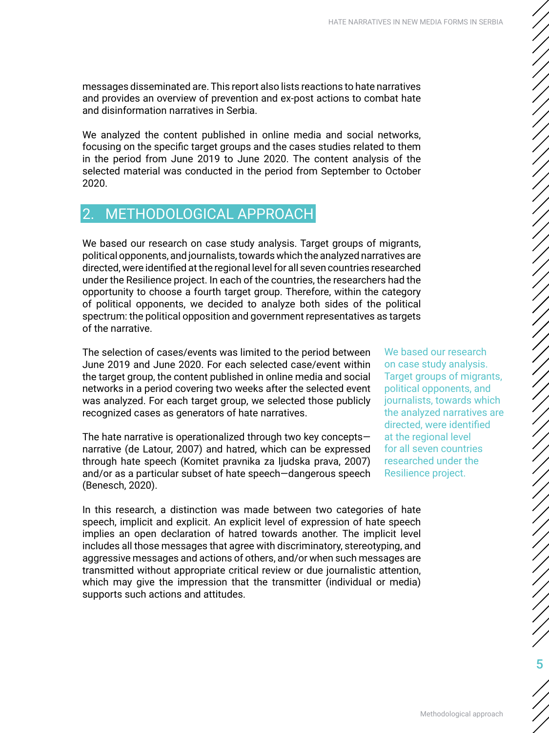messages disseminated are. This report also lists reactions to hate narratives and provides an overview of prevention and ex-post actions to combat hate and disinformation narratives in Serbia.

We analyzed the content published in online media and social networks, focusing on the specific target groups and the cases studies related to them in the period from June 2019 to June 2020. The content analysis of the selected material was conducted in the period from September to October 2020.

## 2. METHODOLOGICAL APPROACH

We based our research on case study analysis. Target groups of migrants, political opponents, and journalists, towards which the analyzed narratives are directed, were identified at the regional level for all seven countries researched under the Resilience project. In each of the countries, the researchers had the opportunity to choose a fourth target group. Therefore, within the category of political opponents, we decided to analyze both sides of the political spectrum: the political opposition and government representatives as targets of the narrative.

The selection of cases/events was limited to the period between June 2019 and June 2020. For each selected case/event within the target group, the content published in online media and social networks in a period covering two weeks after the selected event was analyzed. For each target group, we selected those publicly recognized cases as generators of hate narratives.

The hate narrative is operationalized through two key concepts—narrative (de Latour, 2007) and hatred, which can be expressed through hate speech (Komitet pravnika za ljudska prava, 2007) and/or as a particular subset of hate speech—dangerous speech (Benesch, 2020).

In this research, a distinction was made between two categories of hate speech, implicit and explicit. An explicit level of expression of hate speech implies an open declaration of hatred towards another. The implicit level includes all those messages that agree with discriminatory, stereotyping, and aggressive messages and actions of others, and/or when such messages are transmitted without appropriate critical review or due journalistic attention, which may give the impression that the transmitter (individual or media) supports such actions and attitudes.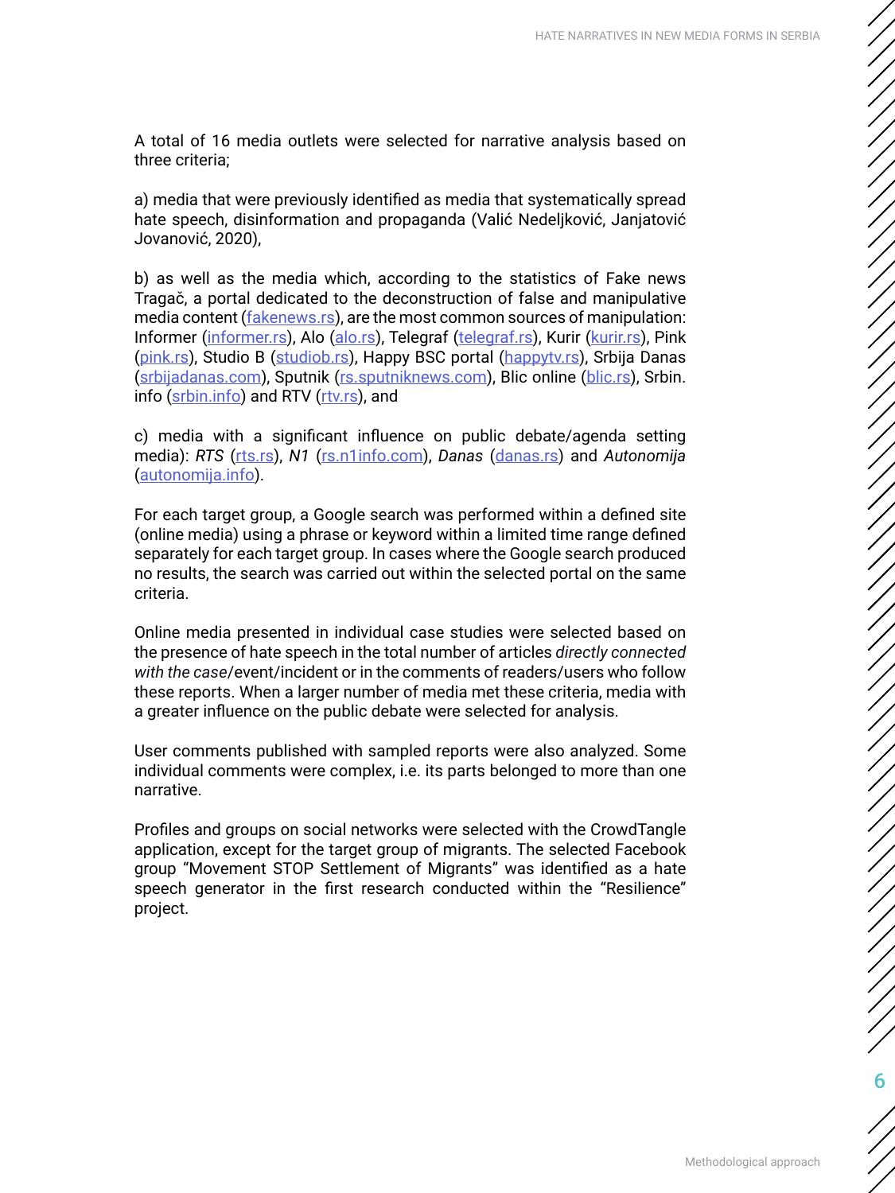A total of 16 media outlets were selected for narrative analysis based on three criteria;

a) media that were previously identified as media that systematically spread hate speech, disinformation and propaganda (Valić Nedeljković, Janjatović Jovanović, 2020),

b) as well as the media which, according to the statistics of Fake news Tragač, a portal dedicated to the deconstruction of false and manipulative media content ([fakenews.rs](fakenews.rs)), are the most common sources of manipulation: Informer ([informer.rs](informer.rs)), Alo ([alo.rs](alo.rs)), Telegraf ([telegraf.rs](telegraf.rs)), Kurir ([kurir.rs](kurir.rs)), Pink ([pink.rs](pink.rs)), Studio B ([studiob.rs](studiob.rs)), Happy BSC portal ([happytv.rs](happytv.rs)), Srbija Danas ([srbijadanas.com](srbijadanas.com)), Sputnik ([rs.sputniknews.com](rs.sputniknews.com)), Blic online ([blic.rs](blic.rs)), Srbin.info ([srbin.info](srbin.info)) and RTV ([rtv.rs](rtv.rs)), and

c) media with a significant influence on public debate/agenda setting media): *RTS* ([rts.rs](rts.rs)), *N1* ([rs.n1info.com](rs.n1info.com)), *Danas* ([danas.rs](danas.rs)) and *Autonomija* ([autonomija.info](autonomija.info)).

For each target group, a Google search was performed within a defined site (online media) using a phrase or keyword within a limited time range defined separately for each target group. In cases where the Google search produced no results, the search was carried out within the selected portal on the same criteria.

Online media presented in individual case studies were selected based on the presence of hate speech in the total number of articles *directly connected with the case*/event/incident or in the comments of readers/users who follow these reports. When a larger number of media met these criteria, media with a greater influence on the public debate were selected for analysis.

User comments published with sampled reports were also analyzed. Some individual comments were complex, i.e. its parts belonged to more than one narrative.

Profiles and groups on social networks were selected with the CrowdTangle application, except for the target group of migrants. The selected Facebook group "Movement STOP Settlement of Migrants" was identified as a hate speech generator in the first research conducted within the "Resilience" project.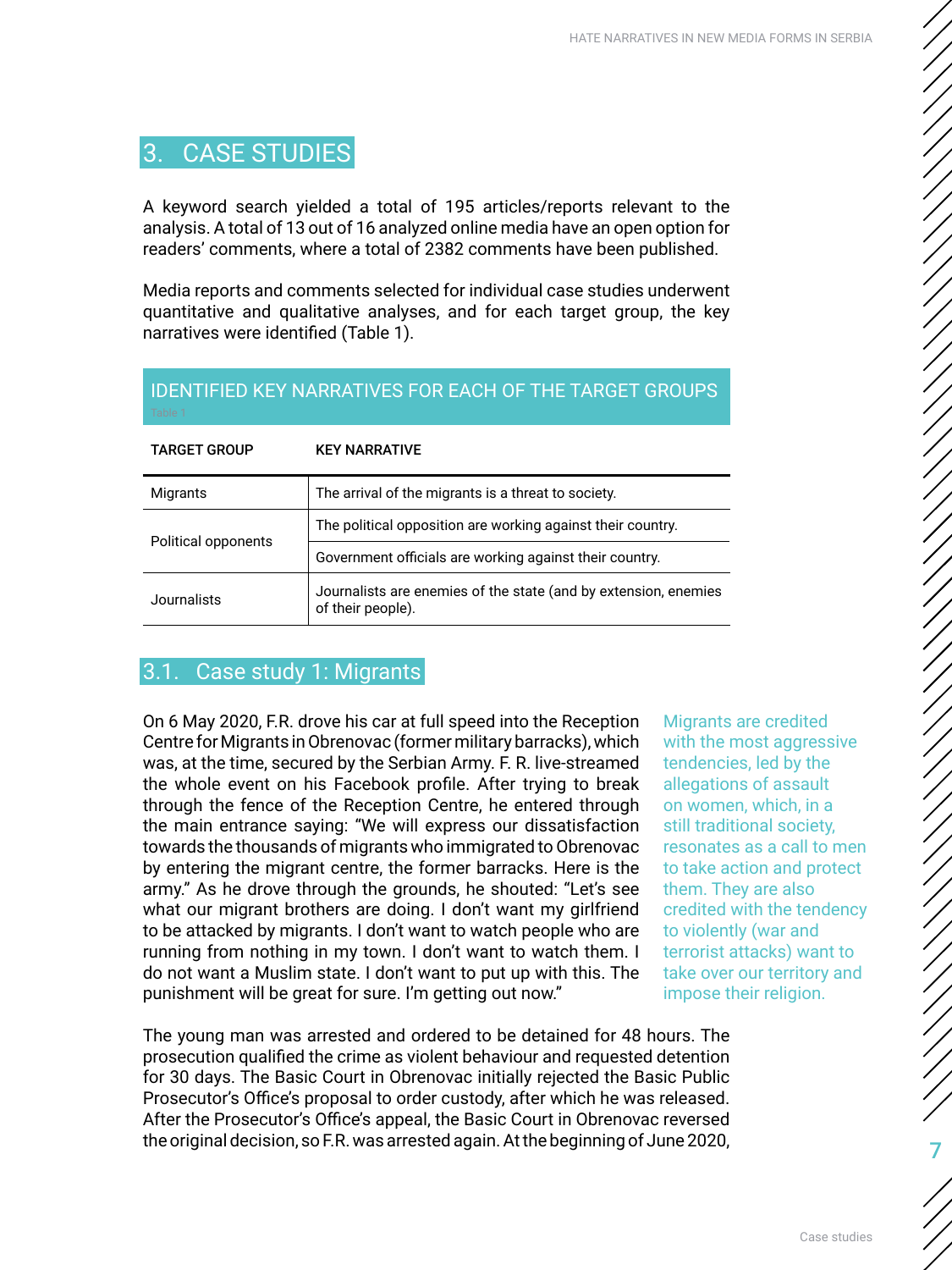# 3. CASE STUDIES

A keyword search yielded a total of 195 articles/reports relevant to the analysis. A total of 13 out of 16 analyzed online media have an open option for readers' comments, where a total of 2382 comments have been published.

Media reports and comments selected for individual case studies underwent quantitative and qualitative analyses, and for each target group, the key narratives were identified (Table 1).

**IDENTIFIED KEY NARRATIVES FOR EACH OF THE TARGET GROUPS**
Table 1

| TARGET GROUP | KEY NARRATIVE |
|---|---|
| Migrants | The arrival of the migrants is a threat to society. |
| Political opponents | The political opposition are working against their country. |
| | Government officials are working against their country. |
| Journalists | Journalists are enemies of the state (and by extension, enemies of their people). |

## 3.1. Case study 1: Migrants

On 6 May 2020, F.R. drove his car at full speed into the Reception Centre for Migrants in Obrenovac (former military barracks), which was, at the time, secured by the Serbian Army. F. R. live-streamed the whole event on his Facebook profile. After trying to break through the fence of the Reception Centre, he entered through the main entrance saying: "We will express our dissatisfaction towards the thousands of migrants who immigrated to Obrenovac by entering the migrant centre, the former barracks. Here is the army." As he drove through the grounds, he shouted: "Let's see what our migrant brothers are doing. I don't want my girlfriend to be attacked by migrants. I don't want to watch people who are running from nothing in my town. I don't want to watch them. I do not want a Muslim state. I don't want to put up with this. The punishment will be great for sure. I'm getting out now."

> Migrants are credited with the most aggressive tendencies, led by the allegations of assault on women, which, in a still traditional society, resonates as a call to men to take action and protect them. They are also credited with the tendency to violently (war and terrorist attacks) want to take over our territory and impose their religion.

The young man was arrested and ordered to be detained for 48 hours. The prosecution qualified the crime as violent behaviour and requested detention for 30 days. The Basic Court in Obrenovac initially rejected the Basic Public Prosecutor's Office's proposal to order custody, after which he was released. After the Prosecutor's Office's appeal, the Basic Court in Obrenovac reversed the original decision, so F.R. was arrested again. At the beginning of June 2020,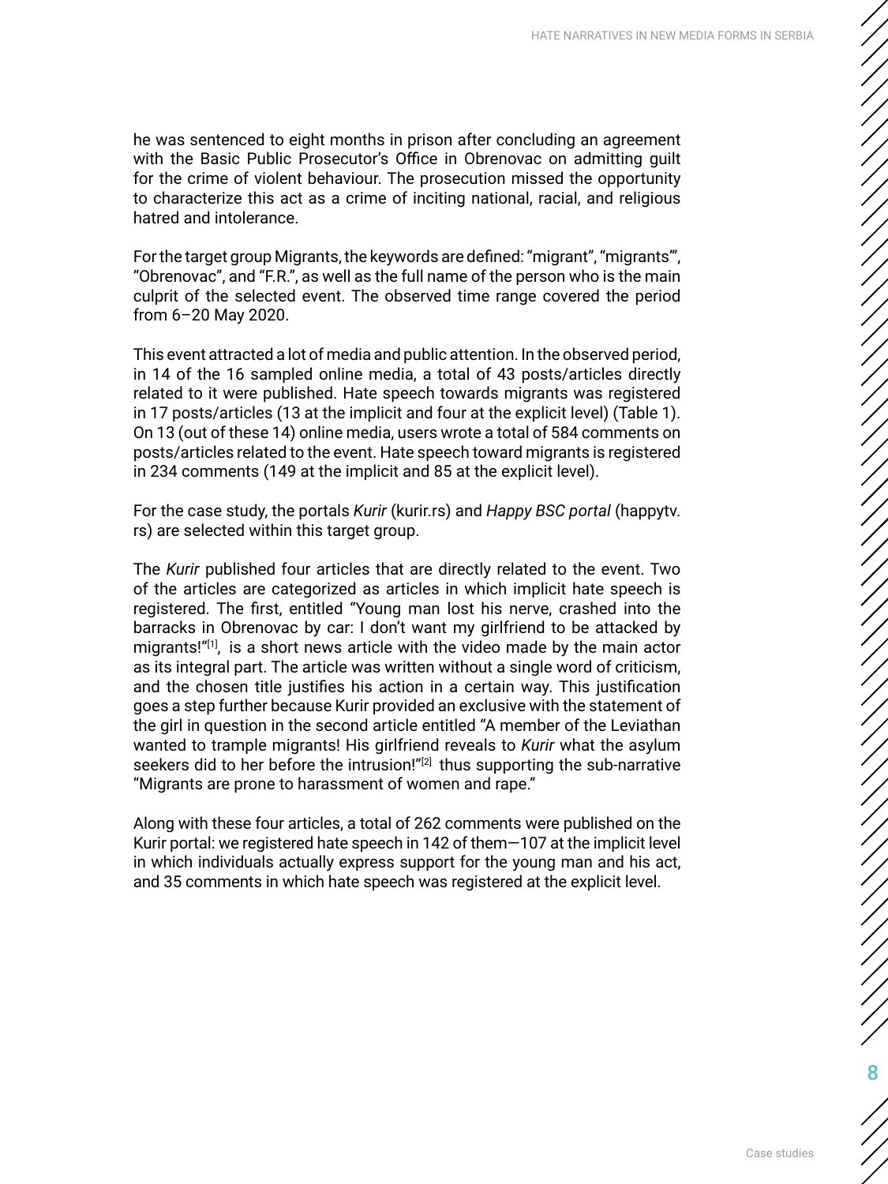he was sentenced to eight months in prison after concluding an agreement with the Basic Public Prosecutor's Office in Obrenovac on admitting guilt for the crime of violent behaviour. The prosecution missed the opportunity to characterize this act as a crime of inciting national, racial, and religious hatred and intolerance.

For the target group Migrants, the keywords are defined: "migrant", "migrants'", "Obrenovac", and "F.R.", as well as the full name of the person who is the main culprit of the selected event. The observed time range covered the period from 6–20 May 2020.

This event attracted a lot of media and public attention. In the observed period, in 14 of the 16 sampled online media, a total of 43 posts/articles directly related to it were published. Hate speech towards migrants was registered in 17 posts/articles (13 at the implicit and four at the explicit level) (Table 1). On 13 (out of these 14) online media, users wrote a total of 584 comments on posts/articles related to the event. Hate speech toward migrants is registered in 234 comments (149 at the implicit and 85 at the explicit level).

For the case study, the portals *Kurir* (kurir.rs) and *Happy BSC portal* (happytv.rs) are selected within this target group.

The *Kurir* published four articles that are directly related to the event. Two of the articles are categorized as articles in which implicit hate speech is registered. The first, entitled "Young man lost his nerve, crashed into the barracks in Obrenovac by car: I don't want my girlfriend to be attacked by migrants!"[1], is a short news article with the video made by the main actor as its integral part. The article was written without a single word of criticism, and the chosen title justifies his action in a certain way. This justification goes a step further because Kurir provided an exclusive with the statement of the girl in question in the second article entitled "A member of the Leviathan wanted to trample migrants! His girlfriend reveals to *Kurir* what the asylum seekers did to her before the intrusion!"[2] thus supporting the sub-narrative "Migrants are prone to harassment of women and rape."

Along with these four articles, a total of 262 comments were published on the Kurir portal: we registered hate speech in 142 of them—107 at the implicit level in which individuals actually express support for the young man and his act, and 35 comments in which hate speech was registered at the explicit level.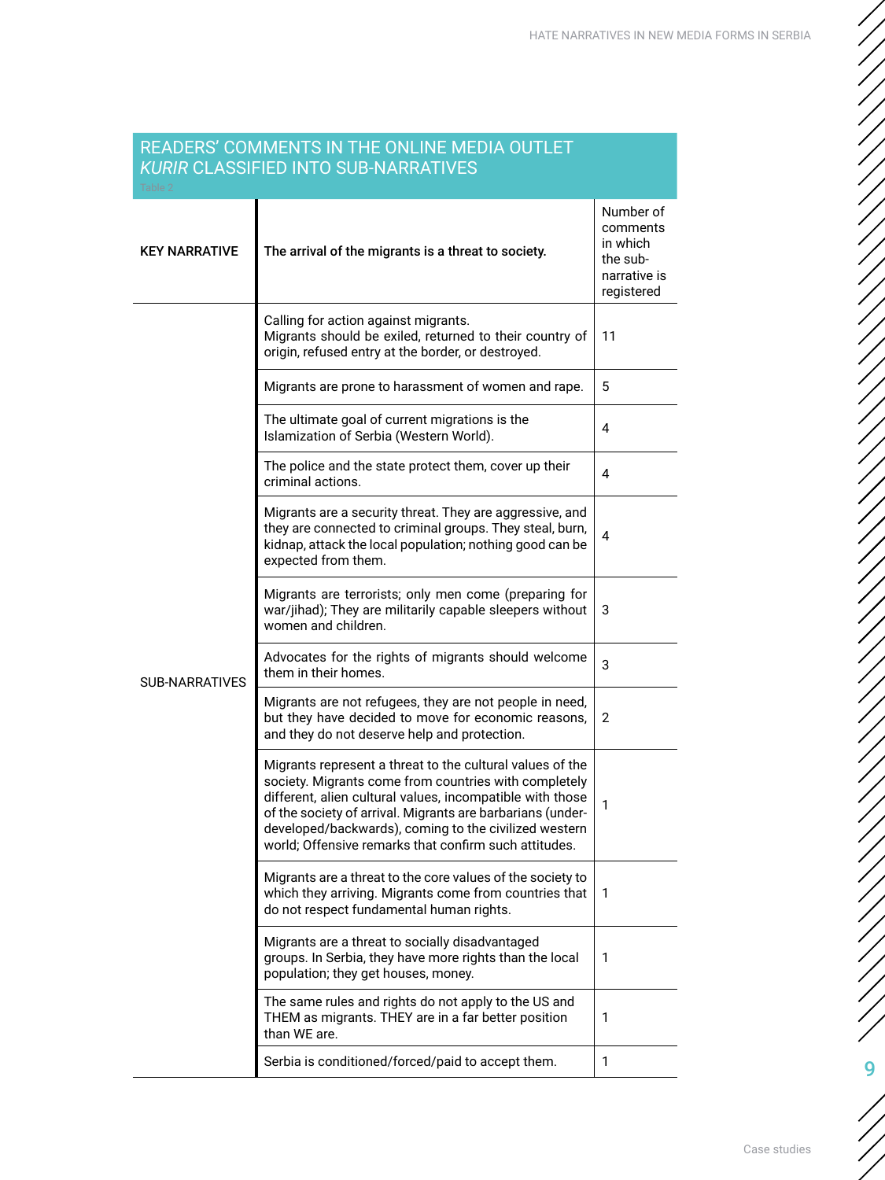## READERS' COMMENTS IN THE ONLINE MEDIA OUTLET *KURIR* CLASSIFIED INTO SUB-NARRATIVES

Table 2

| KEY NARRATIVE | The arrival of the migrants is a threat to society. | Number of comments in which the sub-narrative is registered |
|---|---|---|
| SUB-NARRATIVES | Calling for action against migrants. Migrants should be exiled, returned to their country of origin, refused entry at the border, or destroyed. | 11 |
| | Migrants are prone to harassment of women and rape. | 5 |
| | The ultimate goal of current migrations is the Islamization of Serbia (Western World). | 4 |
| | The police and the state protect them, cover up their criminal actions. | 4 |
| | Migrants are a security threat. They are aggressive, and they are connected to criminal groups. They steal, burn, kidnap, attack the local population; nothing good can be expected from them. | 4 |
| | Migrants are terrorists; only men come (preparing for war/jihad); They are militarily capable sleepers without women and children. | 3 |
| | Advocates for the rights of migrants should welcome them in their homes. | 3 |
| | Migrants are not refugees, they are not people in need, but they have decided to move for economic reasons, and they do not deserve help and protection. | 2 |
| | Migrants represent a threat to the cultural values of the society. Migrants come from countries with completely different, alien cultural values, incompatible with those of the society of arrival. Migrants are barbarians (under-developed/backwards), coming to the civilized western world; Offensive remarks that confirm such attitudes. | 1 |
| | Migrants are a threat to the core values of the society to which they arriving. Migrants come from countries that do not respect fundamental human rights. | 1 |
| | Migrants are a threat to socially disadvantaged groups. In Serbia, they have more rights than the local population; they get houses, money. | 1 |
| | The same rules and rights do not apply to the US and THEM as migrants. THEY are in a far better position than WE are. | 1 |
| | Serbia is conditioned/forced/paid to accept them. | 1 |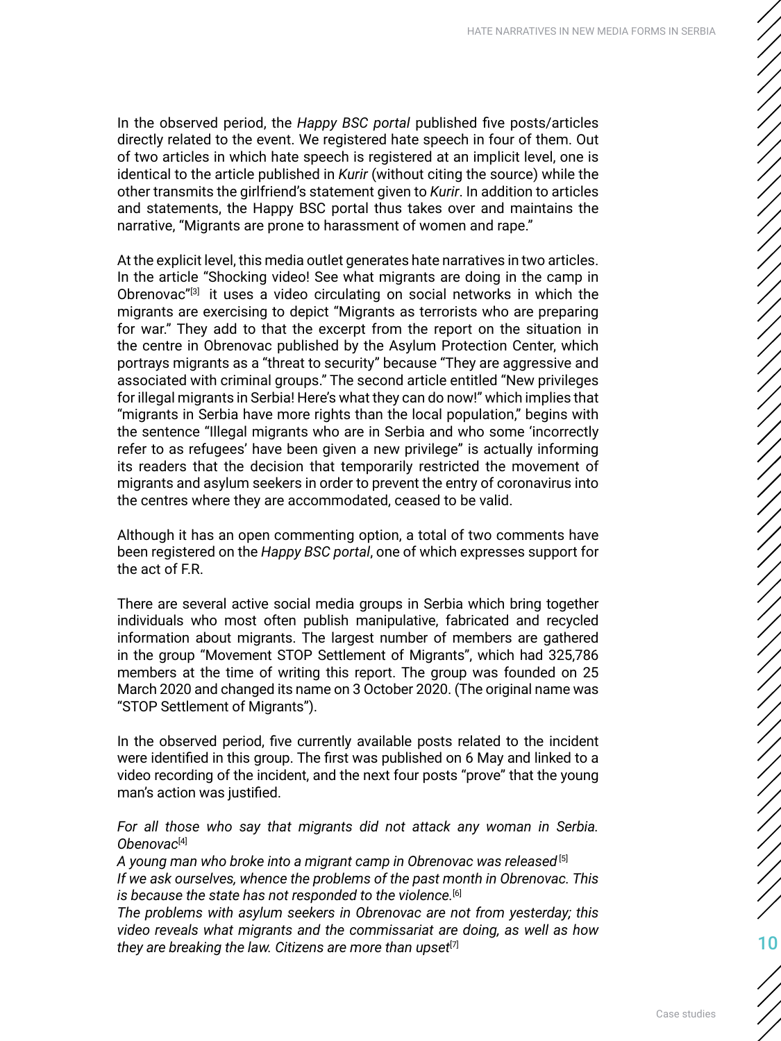In the observed period, the *Happy BSC portal* published five posts/articles directly related to the event. We registered hate speech in four of them. Out of two articles in which hate speech is registered at an implicit level, one is identical to the article published in *Kurir* (without citing the source) while the other transmits the girlfriend's statement given to *Kurir*. In addition to articles and statements, the Happy BSC portal thus takes over and maintains the narrative, "Migrants are prone to harassment of women and rape."

At the explicit level, this media outlet generates hate narratives in two articles. In the article "Shocking video! See what migrants are doing in the camp in Obrenovac"[3] it uses a video circulating on social networks in which the migrants are exercising to depict "Migrants as terrorists who are preparing for war." They add to that the excerpt from the report on the situation in the centre in Obrenovac published by the Asylum Protection Center, which portrays migrants as a "threat to security" because "They are aggressive and associated with criminal groups." The second article entitled "New privileges for illegal migrants in Serbia! Here's what they can do now!" which implies that "migrants in Serbia have more rights than the local population," begins with the sentence "Illegal migrants who are in Serbia and who some 'incorrectly refer to as refugees' have been given a new privilege" is actually informing its readers that the decision that temporarily restricted the movement of migrants and asylum seekers in order to prevent the entry of coronavirus into the centres where they are accommodated, ceased to be valid.

Although it has an open commenting option, a total of two comments have been registered on the *Happy BSC portal*, one of which expresses support for the act of F.R.

There are several active social media groups in Serbia which bring together individuals who most often publish manipulative, fabricated and recycled information about migrants. The largest number of members are gathered in the group "Movement STOP Settlement of Migrants", which had 325,786 members at the time of writing this report. The group was founded on 25 March 2020 and changed its name on 3 October 2020. (The original name was "STOP Settlement of Migrants").

In the observed period, five currently available posts related to the incident were identified in this group. The first was published on 6 May and linked to a video recording of the incident, and the next four posts "prove" that the young man's action was justified.

*For all those who say that migrants did not attack any woman in Serbia. Obenovac*[4]
*A young man who broke into a migrant camp in Obrenovac was released*[5]
*If we ask ourselves, whence the problems of the past month in Obrenovac. This is because the state has not responded to the violence.*[6]
*The problems with asylum seekers in Obrenovac are not from yesterday; this video reveals what migrants and the commissariat are doing, as well as how they are breaking the law. Citizens are more than upset*[7]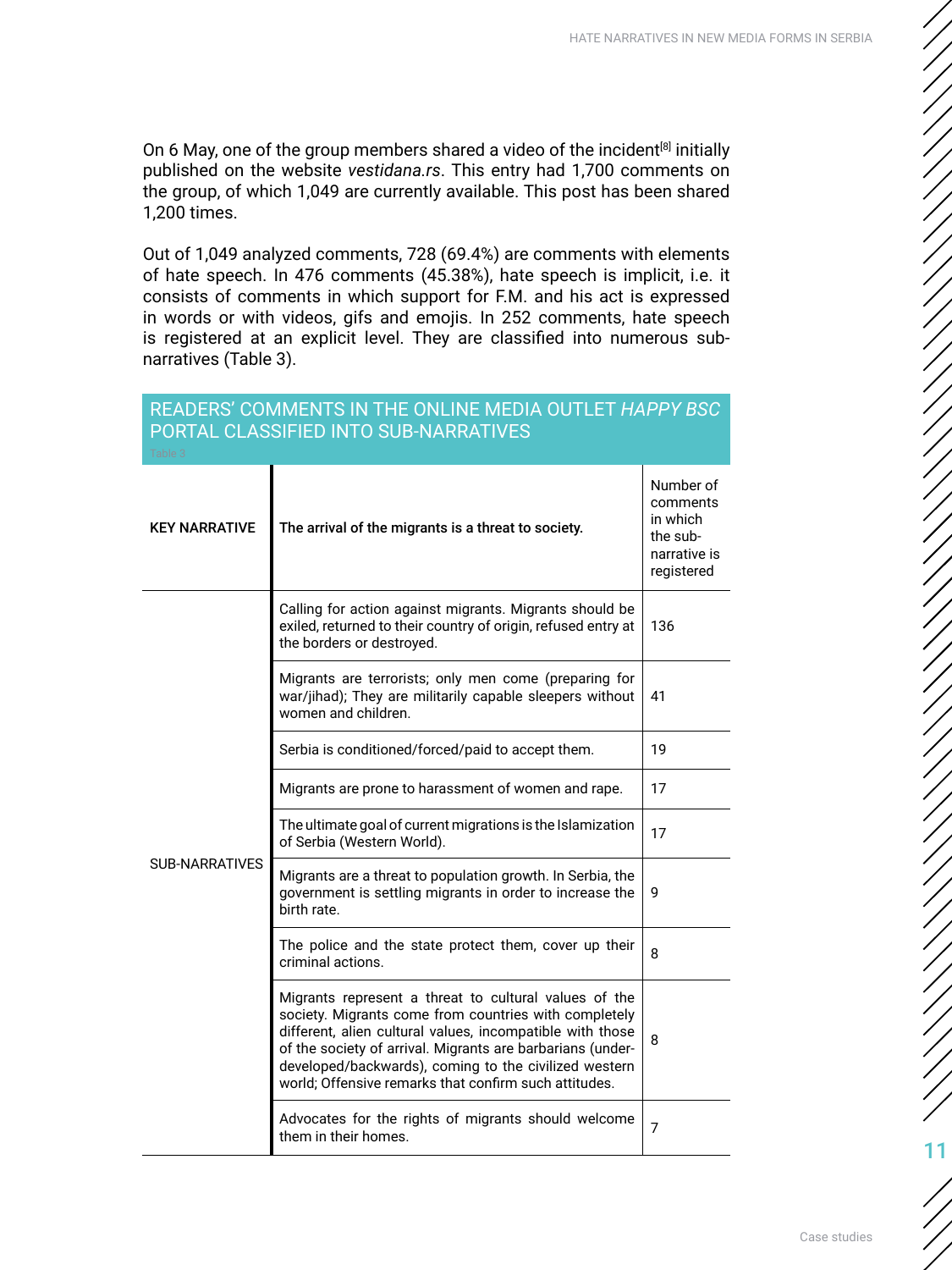On 6 May, one of the group members shared a video of the incident[8] initially published on the website *vestidana.rs*. This entry had 1,700 comments on the group, of which 1,049 are currently available. This post has been shared 1,200 times.

Out of 1,049 analyzed comments, 728 (69.4%) are comments with elements of hate speech. In 476 comments (45.38%), hate speech is implicit, i.e. it consists of comments in which support for F.M. and his act is expressed in words or with videos, gifs and emojis. In 252 comments, hate speech is registered at an explicit level. They are classified into numerous sub-narratives (Table 3).

READERS' COMMENTS IN THE ONLINE MEDIA OUTLET *HAPPY BSC PORTAL* CLASSIFIED INTO SUB-NARRATIVES

Table 3

| KEY NARRATIVE | The arrival of the migrants is a threat to society. | Number of comments in which the sub-narrative is registered |
|---|---|---|
| SUB-NARRATIVES | Calling for action against migrants. Migrants should be exiled, returned to their country of origin, refused entry at the borders or destroyed. | 136 |
| | Migrants are terrorists; only men come (preparing for war/jihad); They are militarily capable sleepers without women and children. | 41 |
| | Serbia is conditioned/forced/paid to accept them. | 19 |
| | Migrants are prone to harassment of women and rape. | 17 |
| | The ultimate goal of current migrations is the Islamization of Serbia (Western World). | 17 |
| | Migrants are a threat to population growth. In Serbia, the government is settling migrants in order to increase the birth rate. | 9 |
| | The police and the state protect them, cover up their criminal actions. | 8 |
| | Migrants represent a threat to cultural values of the society. Migrants come from countries with completely different, alien cultural values, incompatible with those of the society of arrival. Migrants are barbarians (under-developed/backwards), coming to the civilized western world; Offensive remarks that confirm such attitudes. | 8 |
| | Advocates for the rights of migrants should welcome them in their homes. | 7 |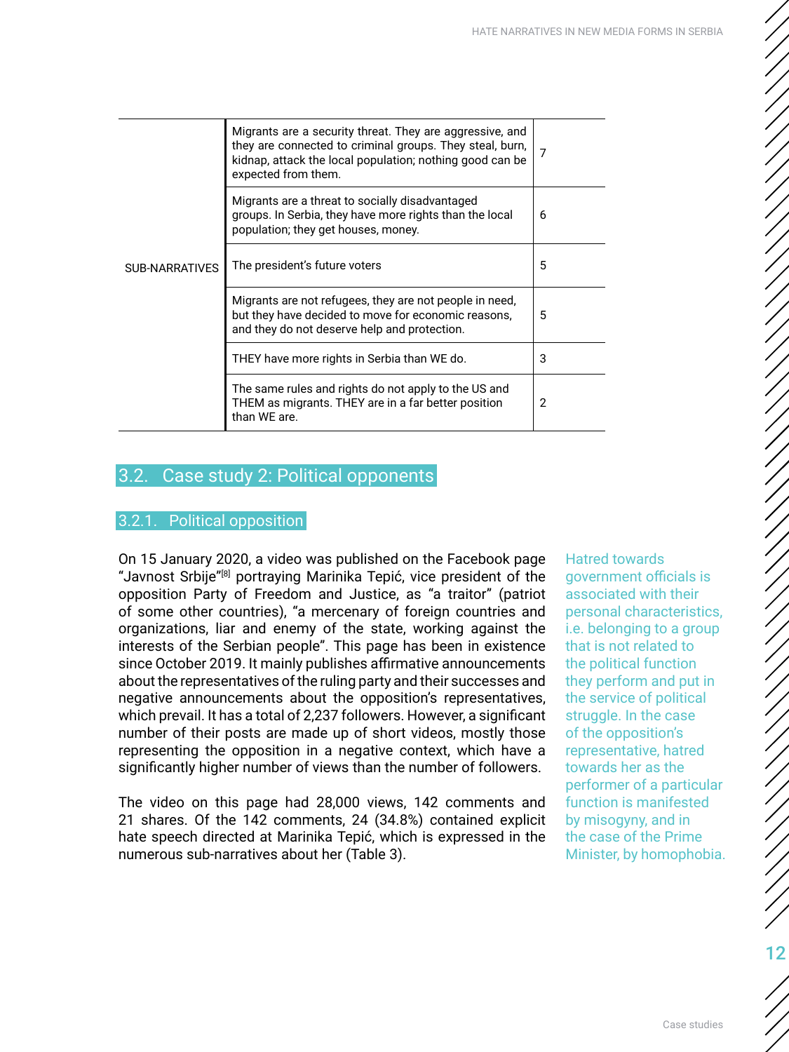| | | |
|---|---|---|
| SUB-NARRATIVES | Migrants are a security threat. They are aggressive, and they are connected to criminal groups. They steal, burn, kidnap, attack the local population; nothing good can be expected from them. | 7 |
| | Migrants are a threat to socially disadvantaged groups. In Serbia, they have more rights than the local population; they get houses, money. | 6 |
| | The president's future voters | 5 |
| | Migrants are not refugees, they are not people in need, but they have decided to move for economic reasons, and they do not deserve help and protection. | 5 |
| | THEY have more rights in Serbia than WE do. | 3 |
| | The same rules and rights do not apply to the US and THEM as migrants. THEY are in a far better position than WE are. | 2 |

## 3.2. Case study 2: Political opponents

### 3.2.1. Political opposition

On 15 January 2020, a video was published on the Facebook page "Javnost Srbije"[8] portraying Marinika Tepić, vice president of the opposition Party of Freedom and Justice, as "a traitor" (patriot of some other countries), "a mercenary of foreign countries and organizations, liar and enemy of the state, working against the interests of the Serbian people". This page has been in existence since October 2019. It mainly publishes affirmative announcements about the representatives of the ruling party and their successes and negative announcements about the opposition's representatives, which prevail. It has a total of 2,237 followers. However, a significant number of their posts are made up of short videos, mostly those representing the opposition in a negative context, which have a significantly higher number of views than the number of followers.

The video on this page had 28,000 views, 142 comments and 21 shares. Of the 142 comments, 24 (34.8%) contained explicit hate speech directed at Marinika Tepić, which is expressed in the numerous sub-narratives about her (Table 3).

Hatred towards government officials is associated with their personal characteristics, i.e. belonging to a group that is not related to the political function they perform and put in the service of political struggle. In the case of the opposition's representative, hatred towards her as the performer of a particular function is manifested by misogyny, and in the case of the Prime Minister, by homophobia.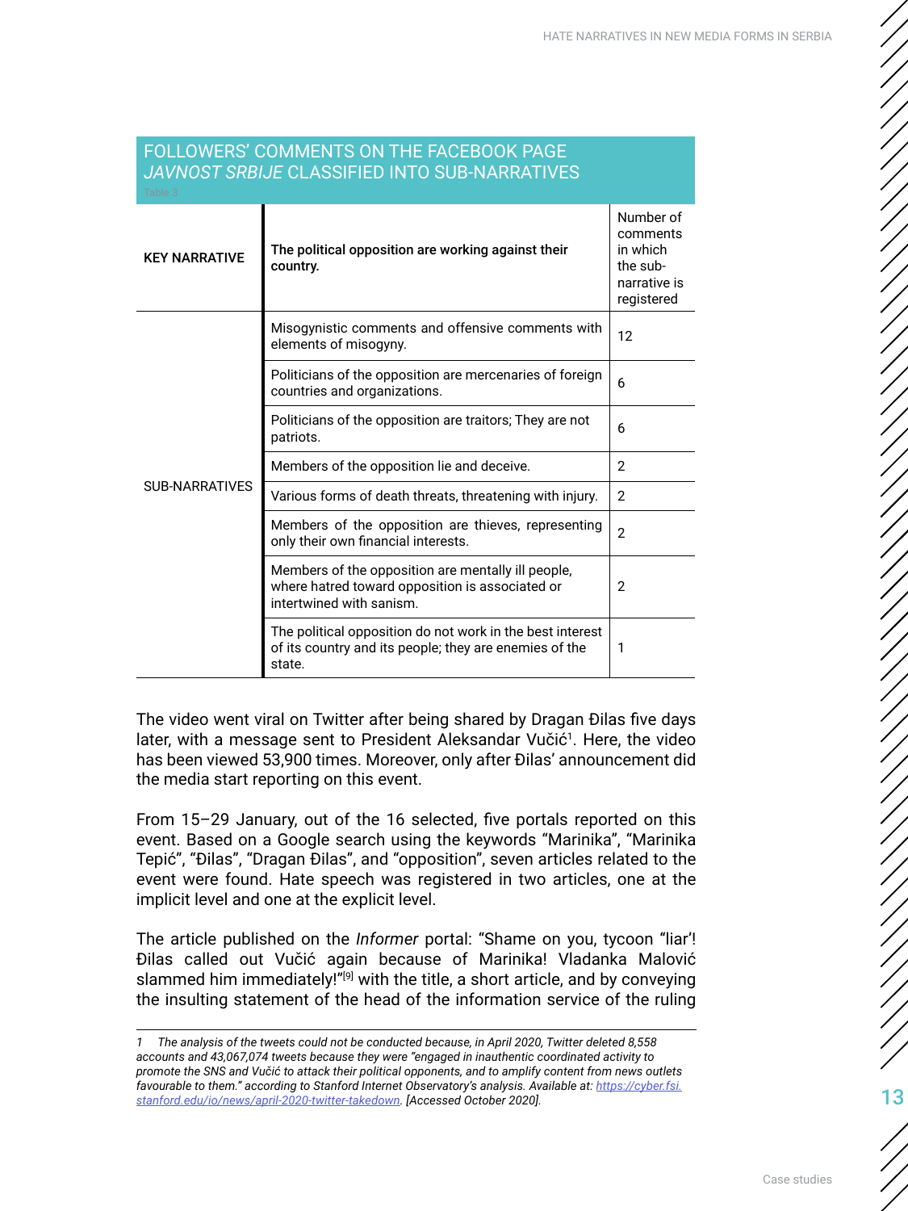## FOLLOWERS' COMMENTS ON THE FACEBOOK PAGE *JAVNOST SRBIJE* CLASSIFIED INTO SUB-NARRATIVES

Table 3

| KEY NARRATIVE | **The political opposition are working against their country.** | Number of comments in which the sub-narrative is registered |
|---|---|---|
| SUB-NARRATIVES | Misogynistic comments and offensive comments with elements of misogyny. | 12 |
| | Politicians of the opposition are mercenaries of foreign countries and organizations. | 6 |
| | Politicians of the opposition are traitors; They are not patriots. | 6 |
| | Members of the opposition lie and deceive. | 2 |
| | Various forms of death threats, threatening with injury. | 2 |
| | Members of the opposition are thieves, representing only their own financial interests. | 2 |
| | Members of the opposition are mentally ill people, where hatred toward opposition is associated or intertwined with sanism. | 2 |
| | The political opposition do not work in the best interest of its country and its people; they are enemies of the state. | 1 |

The video went viral on Twitter after being shared by Dragan Đilas five days later, with a message sent to President Aleksandar Vučić[1]. Here, the video has been viewed 53,900 times. Moreover, only after Đilas' announcement did the media start reporting on this event.

From 15–29 January, out of the 16 selected, five portals reported on this event. Based on a Google search using the keywords "Marinika", "Marinika Tepić", "Đilas", "Dragan Đilas", and "opposition", seven articles related to the event were found. Hate speech was registered in two articles, one at the implicit level and one at the explicit level.

The article published on the *Informer* portal: "Shame on you, tycoon "liar'! Đilas called out Vučić again because of Marinika! Vladanka Malović slammed him immediately!"[9] with the title, a short article, and by conveying the insulting statement of the head of the information service of the ruling

---

*1 The analysis of the tweets could not be conducted because, in April 2020, Twitter deleted 8,558 accounts and 43,067,074 tweets because they were "engaged in inauthentic coordinated activity to promote the SNS and Vučić to attack their political opponents, and to amplify content from news outlets favourable to them." according to Stanford Internet Observatory's analysis. Available at: https://cyber.fsi.stanford.edu/io/news/april-2020-twitter-takedown. [Accessed October 2020].*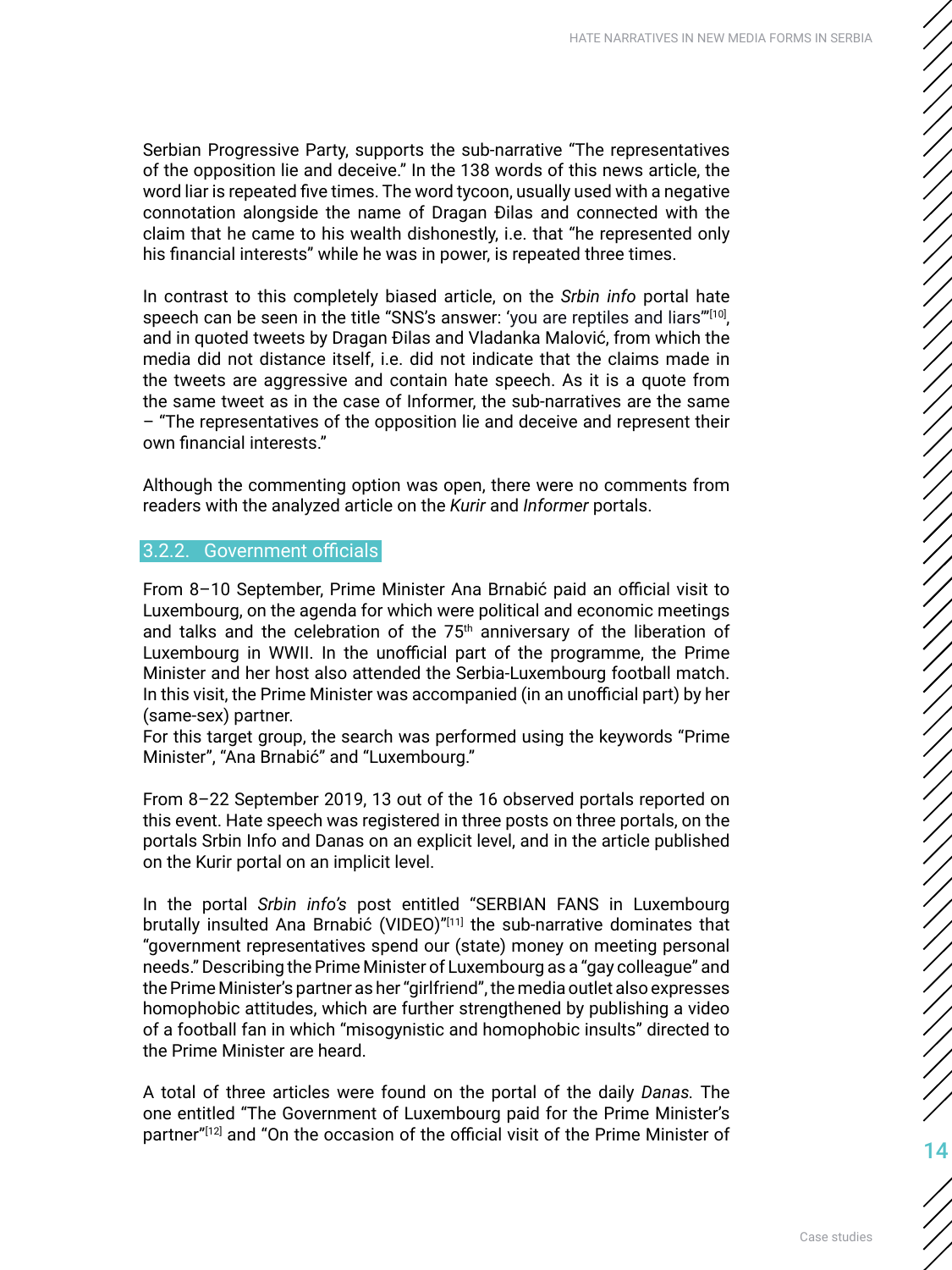Serbian Progressive Party, supports the sub-narrative "The representatives of the opposition lie and deceive." In the 138 words of this news article, the word liar is repeated five times. The word tycoon, usually used with a negative connotation alongside the name of Dragan Đilas and connected with the claim that he came to his wealth dishonestly, i.e. that "he represented only his financial interests" while he was in power, is repeated three times.

In contrast to this completely biased article, on the *Srbin info* portal hate speech can be seen in the title "SNS's answer: 'you are reptiles and liars'"[10], and in quoted tweets by Dragan Đilas and Vladanka Malović, from which the media did not distance itself, i.e. did not indicate that the claims made in the tweets are aggressive and contain hate speech. As it is a quote from the same tweet as in the case of Informer, the sub-narratives are the same – "The representatives of the opposition lie and deceive and represent their own financial interests."

Although the commenting option was open, there were no comments from readers with the analyzed article on the *Kurir* and *Informer* portals.

### 3.2.2. Government officials

From 8–10 September, Prime Minister Ana Brnabić paid an official visit to Luxembourg, on the agenda for which were political and economic meetings and talks and the celebration of the 75th anniversary of the liberation of Luxembourg in WWII. In the unofficial part of the programme, the Prime Minister and her host also attended the Serbia-Luxembourg football match. In this visit, the Prime Minister was accompanied (in an unofficial part) by her (same-sex) partner.
For this target group, the search was performed using the keywords "Prime Minister", "Ana Brnabić" and "Luxembourg."

From 8–22 September 2019, 13 out of the 16 observed portals reported on this event. Hate speech was registered in three posts on three portals, on the portals Srbin Info and Danas on an explicit level, and in the article published on the Kurir portal on an implicit level.

In the portal *Srbin info's* post entitled "SERBIAN FANS in Luxembourg brutally insulted Ana Brnabić (VIDEO)"[11] the sub-narrative dominates that "government representatives spend our (state) money on meeting personal needs." Describing the Prime Minister of Luxembourg as a "gay colleague" and the Prime Minister's partner as her "girlfriend", the media outlet also expresses homophobic attitudes, which are further strengthened by publishing a video of a football fan in which "misogynistic and homophobic insults" directed to the Prime Minister are heard.

A total of three articles were found on the portal of the daily *Danas.* The one entitled "The Government of Luxembourg paid for the Prime Minister's partner"[12] and "On the occasion of the official visit of the Prime Minister of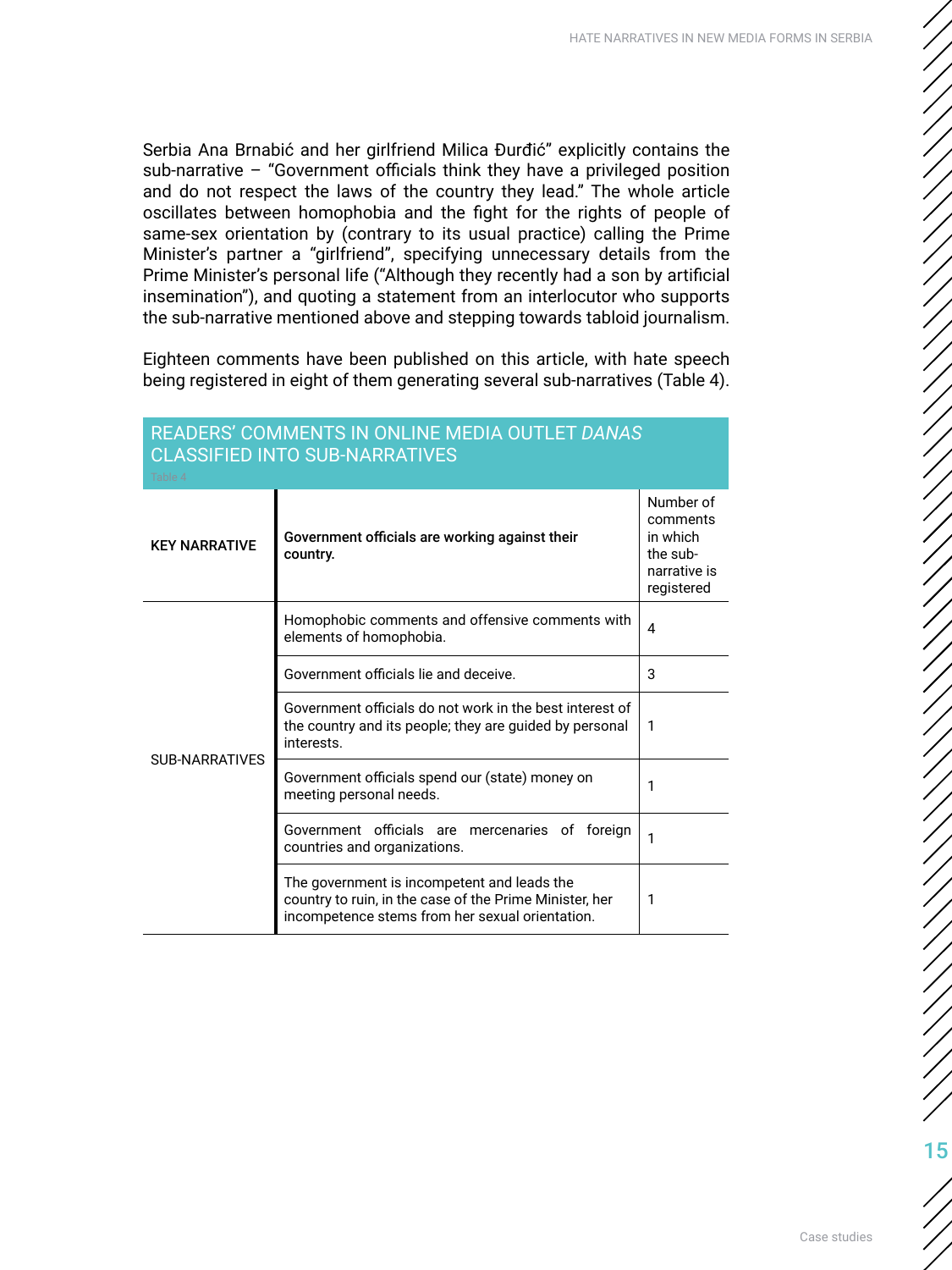Serbia Ana Brnabić and her girlfriend Milica Đurđić" explicitly contains the sub-narrative – "Government officials think they have a privileged position and do not respect the laws of the country they lead." The whole article oscillates between homophobia and the fight for the rights of people of same-sex orientation by (contrary to its usual practice) calling the Prime Minister's partner a "girlfriend", specifying unnecessary details from the Prime Minister's personal life ("Although they recently had a son by artificial insemination"), and quoting a statement from an interlocutor who supports the sub-narrative mentioned above and stepping towards tabloid journalism.

Eighteen comments have been published on this article, with hate speech being registered in eight of them generating several sub-narratives (Table 4).

## READERS' COMMENTS IN ONLINE MEDIA OUTLET *DANAS* CLASSIFIED INTO SUB-NARRATIVES

Table 4

| KEY NARRATIVE | **Government officials are working against their country.** | Number of comments in which the sub-narrative is registered |
|---|---|---|
| SUB-NARRATIVES | Homophobic comments and offensive comments with elements of homophobia. | 4 |
| | Government officials lie and deceive. | 3 |
| | Government officials do not work in the best interest of the country and its people; they are guided by personal interests. | 1 |
| | Government officials spend our (state) money on meeting personal needs. | 1 |
| | Government officials are mercenaries of foreign countries and organizations. | 1 |
| | The government is incompetent and leads the country to ruin, in the case of the Prime Minister, her incompetence stems from her sexual orientation. | 1 |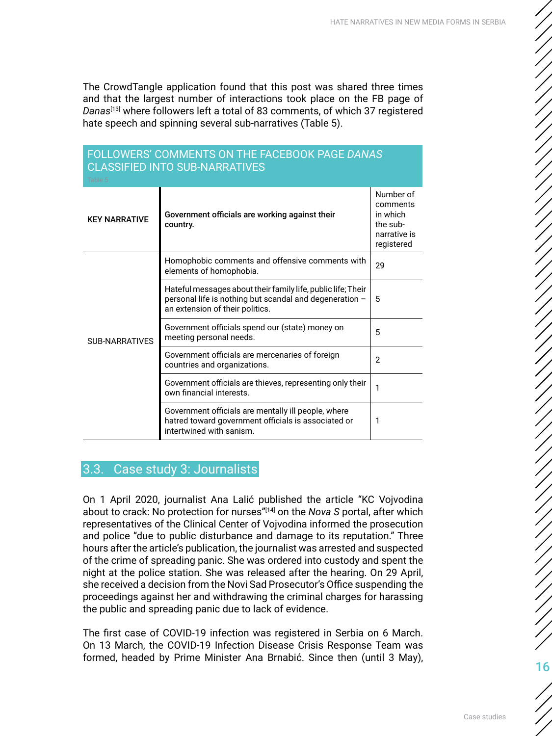The CrowdTangle application found that this post was shared three times and that the largest number of interactions took place on the FB page of *Danas*[13] where followers left a total of 83 comments, of which 37 registered hate speech and spinning several sub-narratives (Table 5).

**FOLLOWERS' COMMENTS ON THE FACEBOOK PAGE *DANAS* CLASSIFIED INTO SUB-NARRATIVES**

Table 5

| KEY NARRATIVE | Government officials are working against their country. | Number of comments in which the sub-narrative is registered |
|---|---|---|
| SUB-NARRATIVES | Homophobic comments and offensive comments with elements of homophobia. | 29 |
| | Hateful messages about their family life, public life; Their personal life is nothing but scandal and degeneration – an extension of their politics. | 5 |
| | Government officials spend our (state) money on meeting personal needs. | 5 |
| | Government officials are mercenaries of foreign countries and organizations. | 2 |
| | Government officials are thieves, representing only their own financial interests. | 1 |
| | Government officials are mentally ill people, where hatred toward government officials is associated or intertwined with sanism. | 1 |

## 3.3. Case study 3: Journalists

On 1 April 2020, journalist Ana Lalić published the article "KC Vojvodina about to crack: No protection for nurses"[14] on the *Nova S* portal, after which representatives of the Clinical Center of Vojvodina informed the prosecution and police "due to public disturbance and damage to its reputation." Three hours after the article's publication, the journalist was arrested and suspected of the crime of spreading panic. She was ordered into custody and spent the night at the police station. She was released after the hearing. On 29 April, she received a decision from the Novi Sad Prosecutor's Office suspending the proceedings against her and withdrawing the criminal charges for harassing the public and spreading panic due to lack of evidence.

The first case of COVID-19 infection was registered in Serbia on 6 March. On 13 March, the COVID-19 Infection Disease Crisis Response Team was formed, headed by Prime Minister Ana Brnabić. Since then (until 3 May),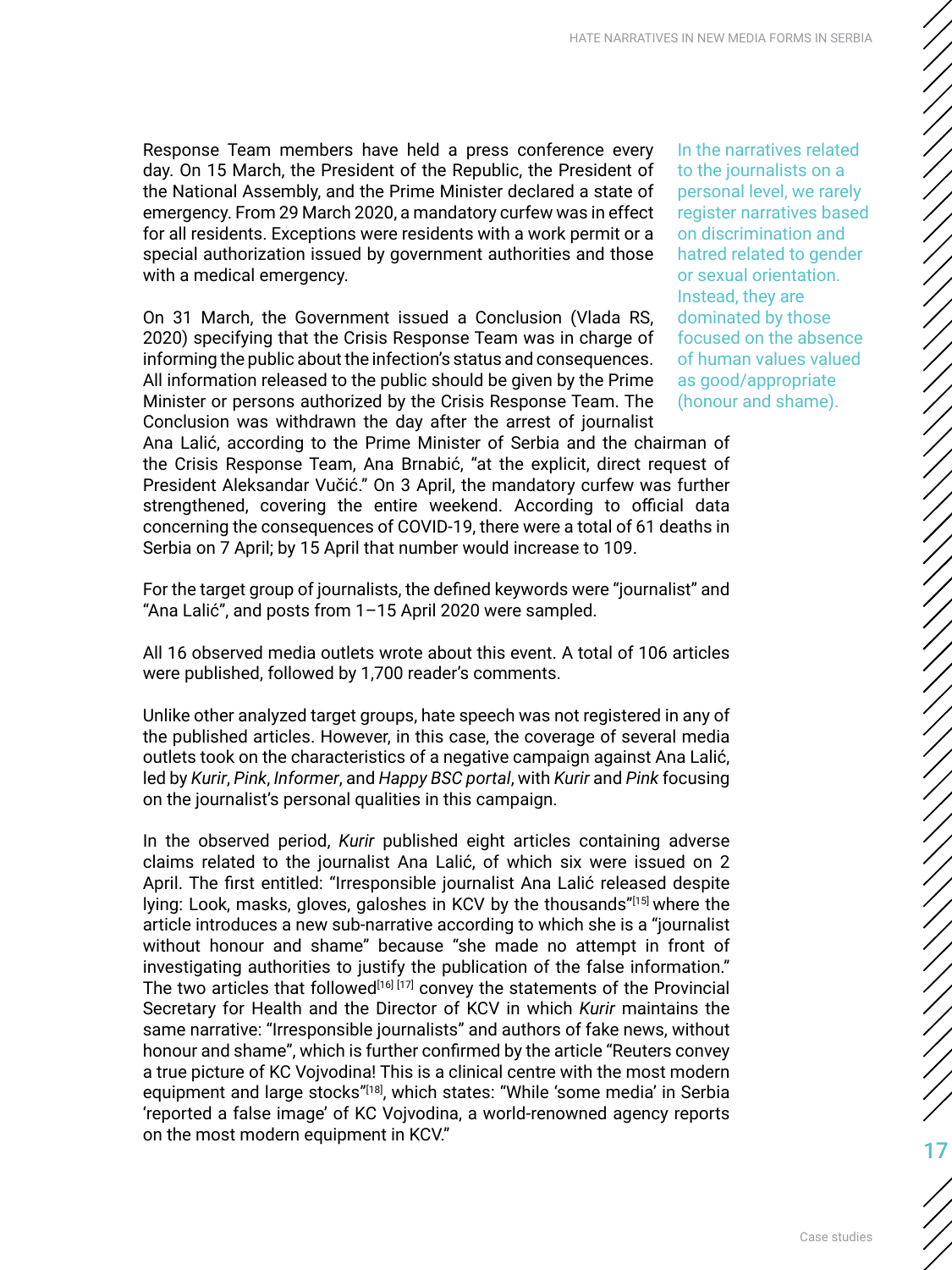Response Team members have held a press conference every day. On 15 March, the President of the Republic, the President of the National Assembly, and the Prime Minister declared a state of emergency. From 29 March 2020, a mandatory curfew was in effect for all residents. Exceptions were residents with a work permit or a special authorization issued by government authorities and those with a medical emergency.

On 31 March, the Government issued a Conclusion (Vlada RS, 2020) specifying that the Crisis Response Team was in charge of informing the public about the infection's status and consequences. All information released to the public should be given by the Prime Minister or persons authorized by the Crisis Response Team. The Conclusion was withdrawn the day after the arrest of journalist Ana Lalić, according to the Prime Minister of Serbia and the chairman of the Crisis Response Team, Ana Brnabić, "at the explicit, direct request of President Aleksandar Vučić." On 3 April, the mandatory curfew was further strengthened, covering the entire weekend. According to official data concerning the consequences of COVID-19, there were a total of 61 deaths in Serbia on 7 April; by 15 April that number would increase to 109.

> In the narratives related to the journalists on a personal level, we rarely register narratives based on discrimination and hatred related to gender or sexual orientation. Instead, they are dominated by those focused on the absence of human values valued as good/appropriate (honour and shame).

For the target group of journalists, the defined keywords were "journalist" and "Ana Lalić", and posts from 1–15 April 2020 were sampled.

All 16 observed media outlets wrote about this event. A total of 106 articles were published, followed by 1,700 reader's comments.

Unlike other analyzed target groups, hate speech was not registered in any of the published articles. However, in this case, the coverage of several media outlets took on the characteristics of a negative campaign against Ana Lalić, led by *Kurir*, *Pink*, *Informer*, and *Happy BSC portal*, with *Kurir* and *Pink* focusing on the journalist's personal qualities in this campaign.

In the observed period, *Kurir* published eight articles containing adverse claims related to the journalist Ana Lalić, of which six were issued on 2 April. The first entitled: "Irresponsible journalist Ana Lalić released despite lying: Look, masks, gloves, galoshes in KCV by the thousands"[15] where the article introduces a new sub-narrative according to which she is a "journalist without honour and shame" because "she made no attempt in front of investigating authorities to justify the publication of the false information." The two articles that followed[16] [17] convey the statements of the Provincial Secretary for Health and the Director of KCV in which *Kurir* maintains the same narrative: "Irresponsible journalists" and authors of fake news, without honour and shame", which is further confirmed by the article "Reuters convey a true picture of KC Vojvodina! This is a clinical centre with the most modern equipment and large stocks"[18], which states: "While 'some media' in Serbia 'reported a false image' of KC Vojvodina, a world-renowned agency reports on the most modern equipment in KCV."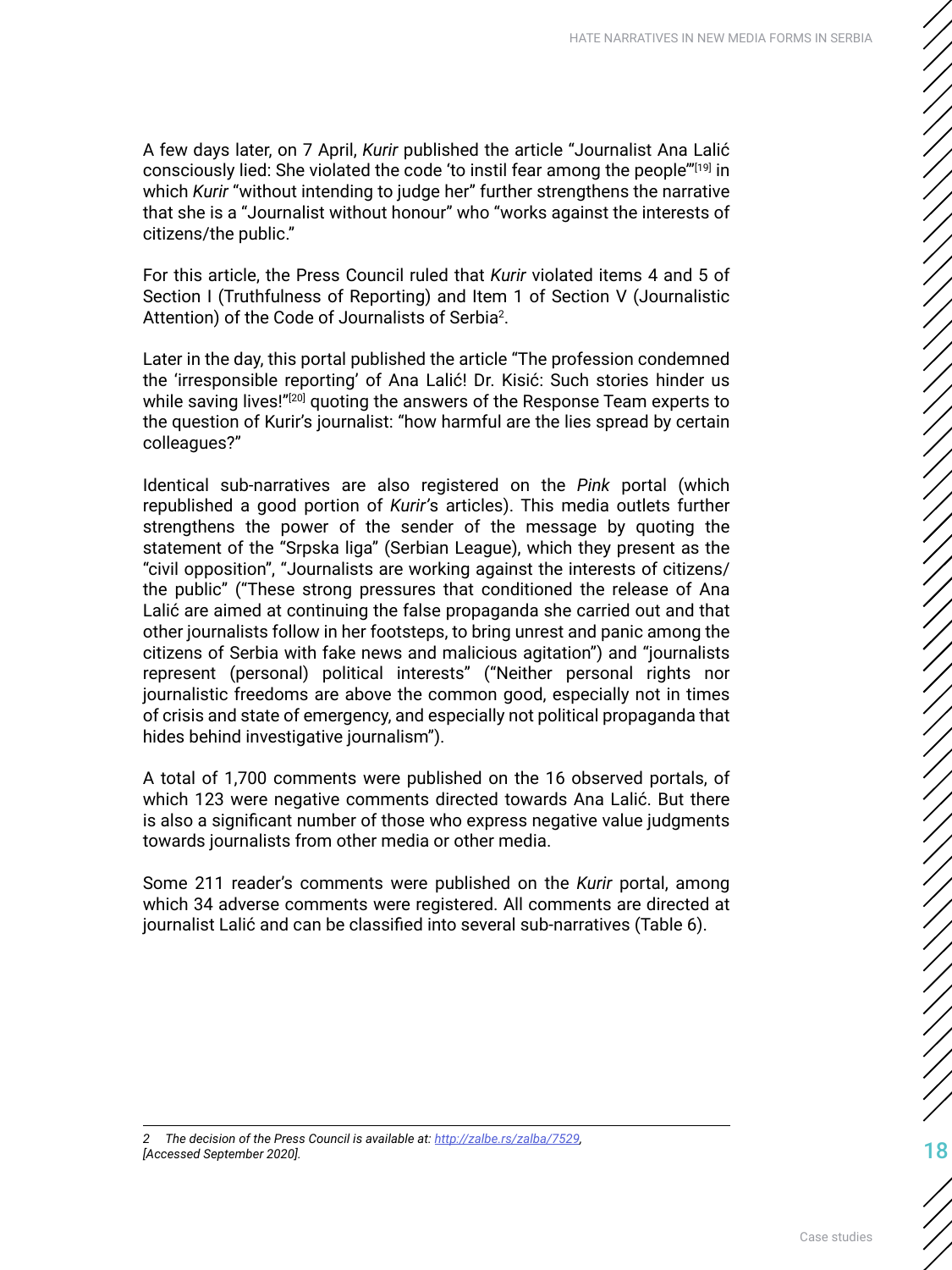A few days later, on 7 April, *Kurir* published the article "Journalist Ana Lalić consciously lied: She violated the code 'to instil fear among the people'"[19] in which *Kurir* "without intending to judge her" further strengthens the narrative that she is a "Journalist without honour" who "works against the interests of citizens/the public."

For this article, the Press Council ruled that *Kurir* violated items 4 and 5 of Section I (Truthfulness of Reporting) and Item 1 of Section V (Journalistic Attention) of the Code of Journalists of Serbia[2].

Later in the day, this portal published the article "The profession condemned the 'irresponsible reporting' of Ana Lalić! Dr. Kisić: Such stories hinder us while saving lives!"[20] quoting the answers of the Response Team experts to the question of Kurir's journalist: "how harmful are the lies spread by certain colleagues?"

Identical sub-narratives are also registered on the *Pink* portal (which republished a good portion of *Kurir*'s articles). This media outlets further strengthens the power of the sender of the message by quoting the statement of the "Srpska liga" (Serbian League), which they present as the "civil opposition", "Journalists are working against the interests of citizens/ the public" ("These strong pressures that conditioned the release of Ana Lalić are aimed at continuing the false propaganda she carried out and that other journalists follow in her footsteps, to bring unrest and panic among the citizens of Serbia with fake news and malicious agitation") and "journalists represent (personal) political interests" ("Neither personal rights nor journalistic freedoms are above the common good, especially not in times of crisis and state of emergency, and especially not political propaganda that hides behind investigative journalism").

A total of 1,700 comments were published on the 16 observed portals, of which 123 were negative comments directed towards Ana Lalić. But there is also a significant number of those who express negative value judgments towards journalists from other media or other media.

Some 211 reader's comments were published on the *Kurir* portal, among which 34 adverse comments were registered. All comments are directed at journalist Lalić and can be classified into several sub-narratives (Table 6).

---

*2 The decision of the Press Council is available at: http://zalbe.rs/zalba/7529, [Accessed September 2020].*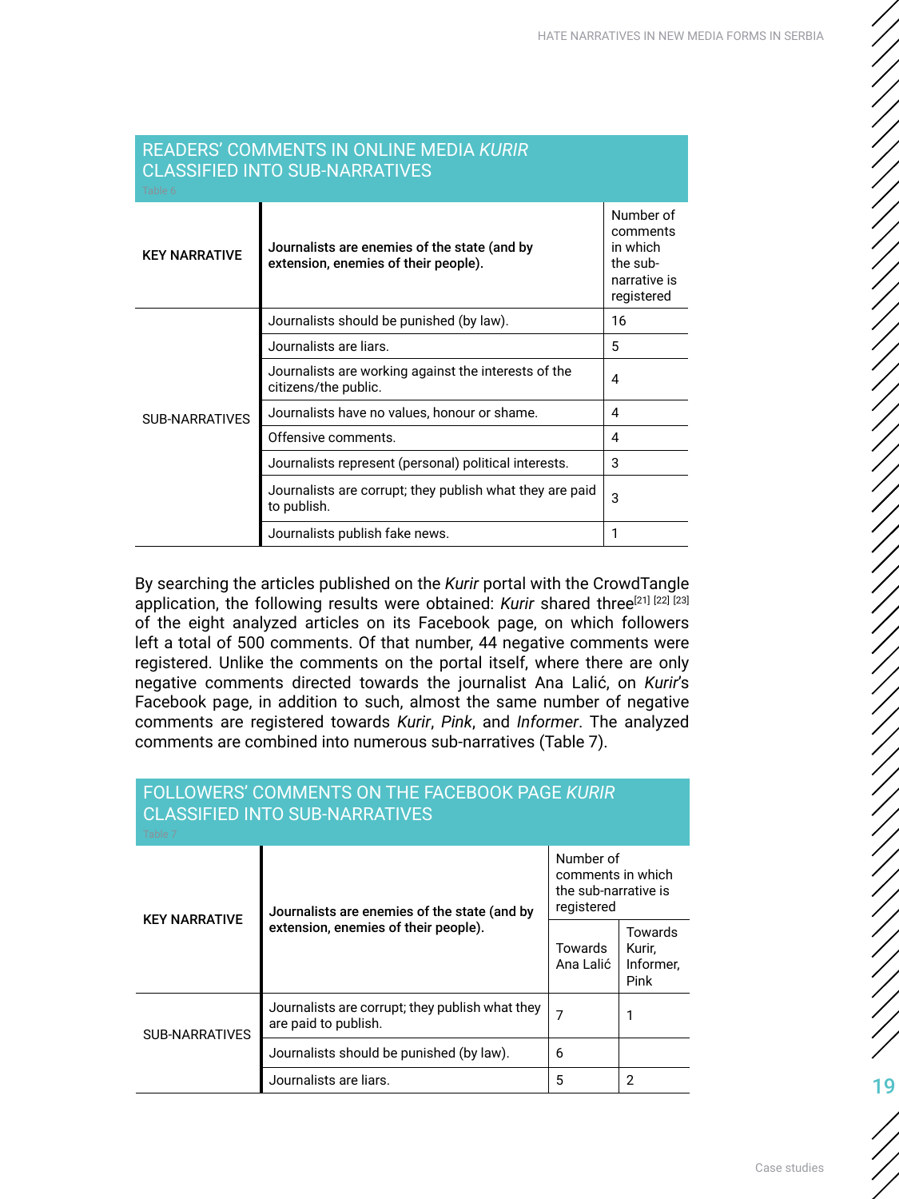### READERS' COMMENTS IN ONLINE MEDIA *KURIR* CLASSIFIED INTO SUB-NARRATIVES

Table 6

| KEY NARRATIVE | **Journalists are enemies of the state (and by extension, enemies of their people).** | Number of comments in which the sub-narrative is registered |
|---|---|---|
| SUB-NARRATIVES | Journalists should be punished (by law). | 16 |
| | Journalists are liars. | 5 |
| | Journalists are working against the interests of the citizens/the public. | 4 |
| | Journalists have no values, honour or shame. | 4 |
| | Offensive comments. | 4 |
| | Journalists represent (personal) political interests. | 3 |
| | Journalists are corrupt; they publish what they are paid to publish. | 3 |
| | Journalists publish fake news. | 1 |

By searching the articles published on the *Kurir* portal with the CrowdTangle application, the following results were obtained: *Kurir* shared three[21] [22] [23] of the eight analyzed articles on its Facebook page, on which followers left a total of 500 comments. Of that number, 44 negative comments were registered. Unlike the comments on the portal itself, where there are only negative comments directed towards the journalist Ana Lalić, on *Kurir*'s Facebook page, in addition to such, almost the same number of negative comments are registered towards *Kurir*, *Pink*, and *Informer*. The analyzed comments are combined into numerous sub-narratives (Table 7).

### FOLLOWERS' COMMENTS ON THE FACEBOOK PAGE *KURIR* CLASSIFIED INTO SUB-NARRATIVES

Table 7

| KEY NARRATIVE | **Journalists are enemies of the state (and by extension, enemies of their people).** | Number of comments in which the sub-narrative is registered | |
|---|---|---|---|
| | | Towards Ana Lalić | Towards Kurir, Informer, Pink |
| SUB-NARRATIVES | Journalists are corrupt; they publish what they are paid to publish. | 7 | 1 |
| | Journalists should be punished (by law). | 6 | |
| | Journalists are liars. | 5 | 2 |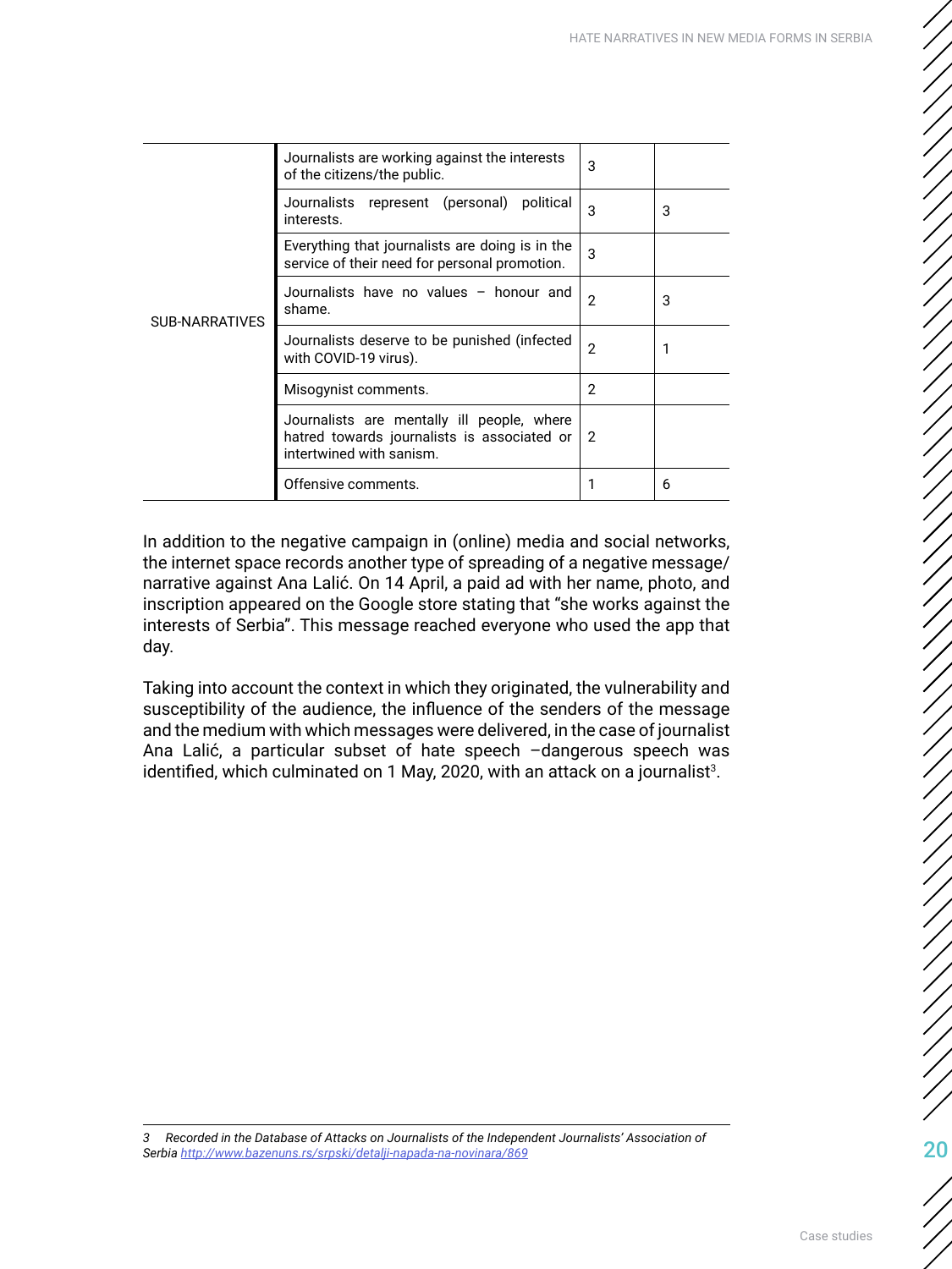| | | | |
|---|---|---|---|
| SUB-NARRATIVES | Journalists are working against the interests of the citizens/the public. | 3 | |
| | Journalists represent (personal) political interests. | 3 | 3 |
| | Everything that journalists are doing is in the service of their need for personal promotion. | 3 | |
| | Journalists have no values – honour and shame. | 2 | 3 |
| | Journalists deserve to be punished (infected with COVID-19 virus). | 2 | 1 |
| | Misogynist comments. | 2 | |
| | Journalists are mentally ill people, where hatred towards journalists is associated or intertwined with sanism. | 2 | |
| | Offensive comments. | 1 | 6 |

In addition to the negative campaign in (online) media and social networks, the internet space records another type of spreading of a negative message/narrative against Ana Lalić. On 14 April, a paid ad with her name, photo, and inscription appeared on the Google store stating that "she works against the interests of Serbia". This message reached everyone who used the app that day.

Taking into account the context in which they originated, the vulnerability and susceptibility of the audience, the influence of the senders of the message and the medium with which messages were delivered, in the case of journalist Ana Lalić, a particular subset of hate speech –dangerous speech was identified, which culminated on 1 May, 2020, with an attack on a journalist[3].

---

*3 Recorded in the Database of Attacks on Journalists of the Independent Journalists' Association of Serbia* http://www.bazenuns.rs/srpski/detalji-napada-na-novinara/869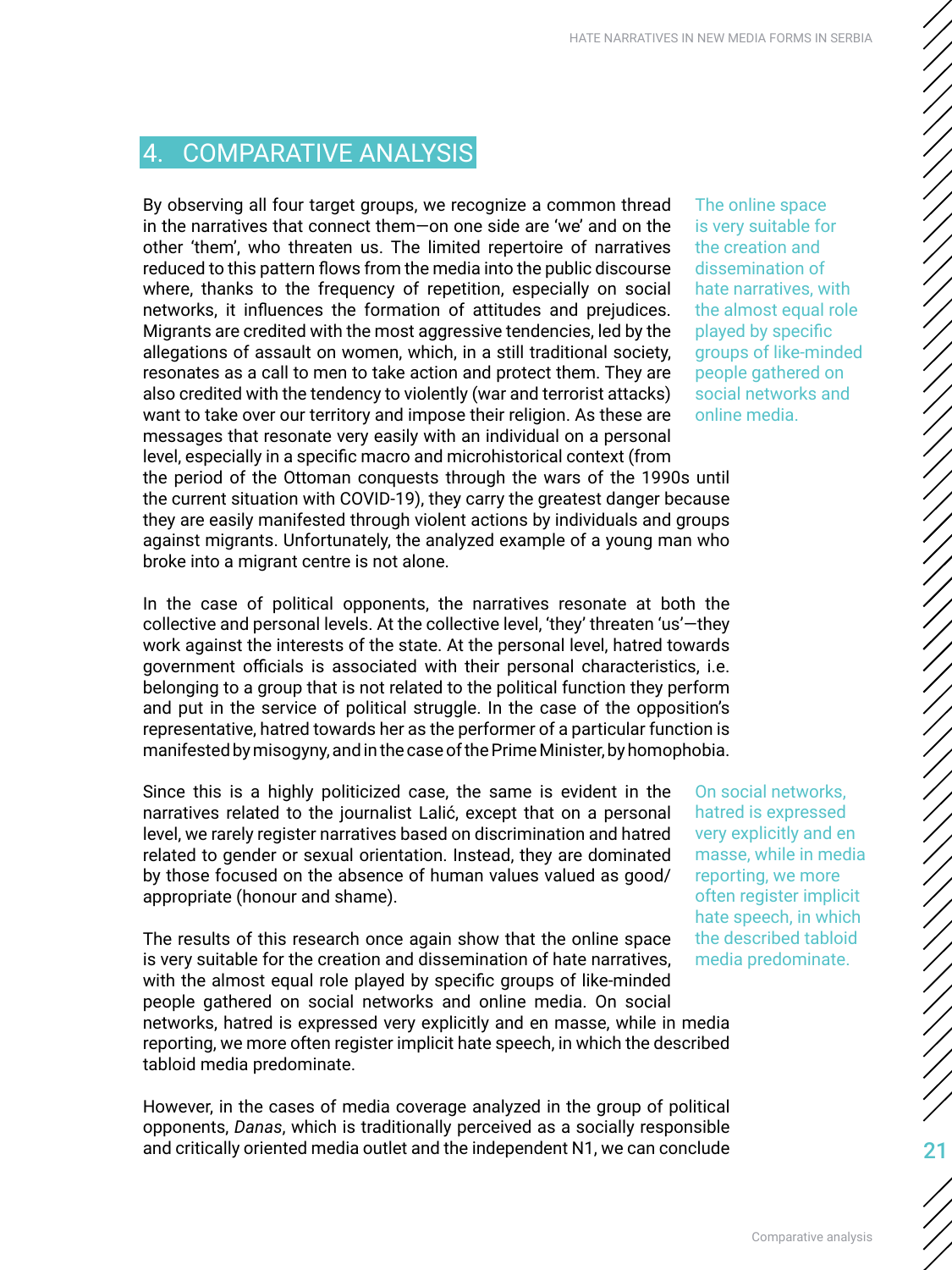## 4. COMPARATIVE ANALYSIS

By observing all four target groups, we recognize a common thread in the narratives that connect them—on one side are 'we' and on the other 'them', who threaten us. The limited repertoire of narratives reduced to this pattern flows from the media into the public discourse where, thanks to the frequency of repetition, especially on social networks, it influences the formation of attitudes and prejudices. Migrants are credited with the most aggressive tendencies, led by the allegations of assault on women, which, in a still traditional society, resonates as a call to men to take action and protect them. They are also credited with the tendency to violently (war and terrorist attacks) want to take over our territory and impose their religion. As these are messages that resonate very easily with an individual on a personal level, especially in a specific macro and microhistorical context (from the period of the Ottoman conquests through the wars of the 1990s until the current situation with COVID-19), they carry the greatest danger because they are easily manifested through violent actions by individuals and groups against migrants. Unfortunately, the analyzed example of a young man who broke into a migrant centre is not alone.

In the case of political opponents, the narratives resonate at both the collective and personal levels. At the collective level, 'they' threaten 'us'—they work against the interests of the state. At the personal level, hatred towards government officials is associated with their personal characteristics, i.e. belonging to a group that is not related to the political function they perform and put in the service of political struggle. In the case of the opposition's representative, hatred towards her as the performer of a particular function is manifested by misogyny, and in the case of the Prime Minister, by homophobia.

Since this is a highly politicized case, the same is evident in the narratives related to the journalist Lalić, except that on a personal level, we rarely register narratives based on discrimination and hatred related to gender or sexual orientation. Instead, they are dominated by those focused on the absence of human values valued as good/appropriate (honour and shame).

The results of this research once again show that the online space is very suitable for the creation and dissemination of hate narratives, with the almost equal role played by specific groups of like-minded people gathered on social networks and online media. On social networks, hatred is expressed very explicitly and en masse, while in media reporting, we more often register implicit hate speech, in which the described tabloid media predominate.

However, in the cases of media coverage analyzed in the group of political opponents, *Danas*, which is traditionally perceived as a socially responsible and critically oriented media outlet and the independent N1, we can conclude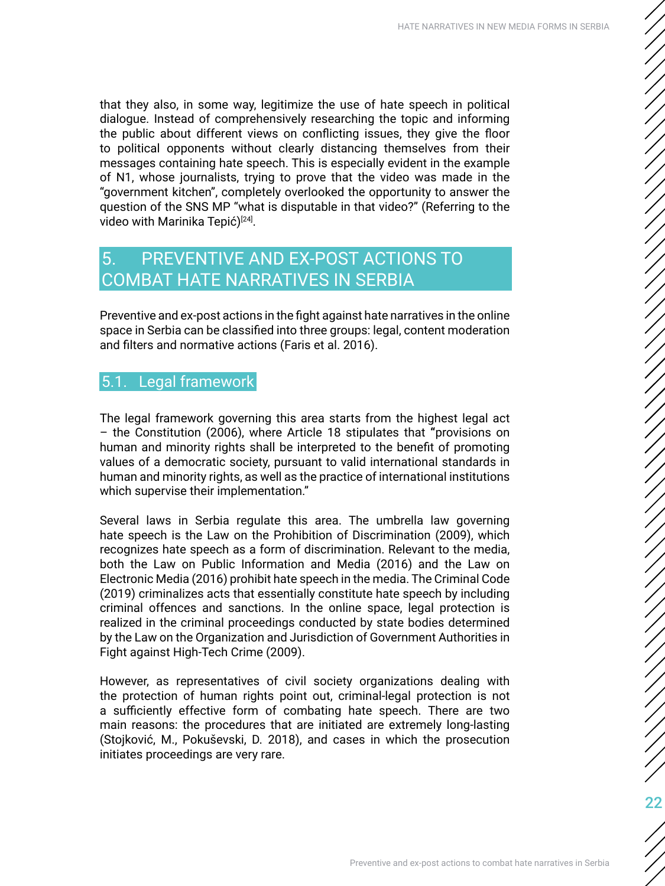that they also, in some way, legitimize the use of hate speech in political dialogue. Instead of comprehensively researching the topic and informing the public about different views on conflicting issues, they give the floor to political opponents without clearly distancing themselves from their messages containing hate speech. This is especially evident in the example of N1, whose journalists, trying to prove that the video was made in the "government kitchen", completely overlooked the opportunity to answer the question of the SNS MP "what is disputable in that video?" (Referring to the video with Marinika Tepić)[24].

## 5. PREVENTIVE AND EX-POST ACTIONS TO COMBAT HATE NARRATIVES IN SERBIA

Preventive and ex-post actions in the fight against hate narratives in the online space in Serbia can be classified into three groups: legal, content moderation and filters and normative actions (Faris et al. 2016).

### 5.1. Legal framework

The legal framework governing this area starts from the highest legal act – the Constitution (2006), where Article 18 stipulates that "provisions on human and minority rights shall be interpreted to the benefit of promoting values of a democratic society, pursuant to valid international standards in human and minority rights, as well as the practice of international institutions which supervise their implementation."

Several laws in Serbia regulate this area. The umbrella law governing hate speech is the Law on the Prohibition of Discrimination (2009), which recognizes hate speech as a form of discrimination. Relevant to the media, both the Law on Public Information and Media (2016) and the Law on Electronic Media (2016) prohibit hate speech in the media. The Criminal Code (2019) criminalizes acts that essentially constitute hate speech by including criminal offences and sanctions. In the online space, legal protection is realized in the criminal proceedings conducted by state bodies determined by the Law on the Organization and Jurisdiction of Government Authorities in Fight against High-Tech Crime (2009).

However, as representatives of civil society organizations dealing with the protection of human rights point out, criminal-legal protection is not a sufficiently effective form of combating hate speech. There are two main reasons: the procedures that are initiated are extremely long-lasting (Stojković, M., Pokuševski, D. 2018), and cases in which the prosecution initiates proceedings are very rare.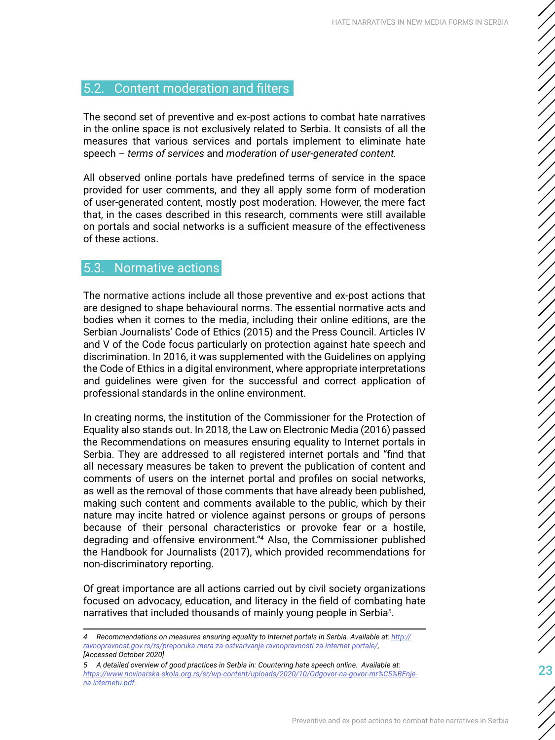## 5.2. Content moderation and filters

The second set of preventive and ex-post actions to combat hate narratives in the online space is not exclusively related to Serbia. It consists of all the measures that various services and portals implement to eliminate hate speech – *terms of services* and *moderation of user-generated content.*

All observed online portals have predefined terms of service in the space provided for user comments, and they all apply some form of moderation of user-generated content, mostly post moderation. However, the mere fact that, in the cases described in this research, comments were still available on portals and social networks is a sufficient measure of the effectiveness of these actions.

## 5.3. Normative actions

The normative actions include all those preventive and ex-post actions that are designed to shape behavioural norms. The essential normative acts and bodies when it comes to the media, including their online editions, are the Serbian Journalists' Code of Ethics (2015) and the Press Council. Articles IV and V of the Code focus particularly on protection against hate speech and discrimination. In 2016, it was supplemented with the Guidelines on applying the Code of Ethics in a digital environment, where appropriate interpretations and guidelines were given for the successful and correct application of professional standards in the online environment.

In creating norms, the institution of the Commissioner for the Protection of Equality also stands out. In 2018, the Law on Electronic Media (2016) passed the Recommendations on measures ensuring equality to Internet portals in Serbia. They are addressed to all registered internet portals and "find that all necessary measures be taken to prevent the publication of content and comments of users on the internet portal and profiles on social networks, as well as the removal of those comments that have already been published, making such content and comments available to the public, which by their nature may incite hatred or violence against persons or groups of persons because of their personal characteristics or provoke fear or a hostile, degrading and offensive environment."[4] Also, the Commissioner published the Handbook for Journalists (2017), which provided recommendations for non-discriminatory reporting.

Of great importance are all actions carried out by civil society organizations focused on advocacy, education, and literacy in the field of combating hate narratives that included thousands of mainly young people in Serbia[5].

---

*4 Recommendations on measures ensuring equality to Internet portals in Serbia. Available at: http://ravnopravnost.gov.rs/rs/preporuka-mera-za-ostvarivanje-ravnopravnosti-za-internet-portale/, [Accessed October 2020]*

*5 A detailed overview of good practices in Serbia in: Countering hate speech online. Available at: https://www.novinarska-skola.org.rs/sr/wp-content/uploads/2020/10/Odgovor-na-govor-mr%C5%BEnje-na-internetu.pdf*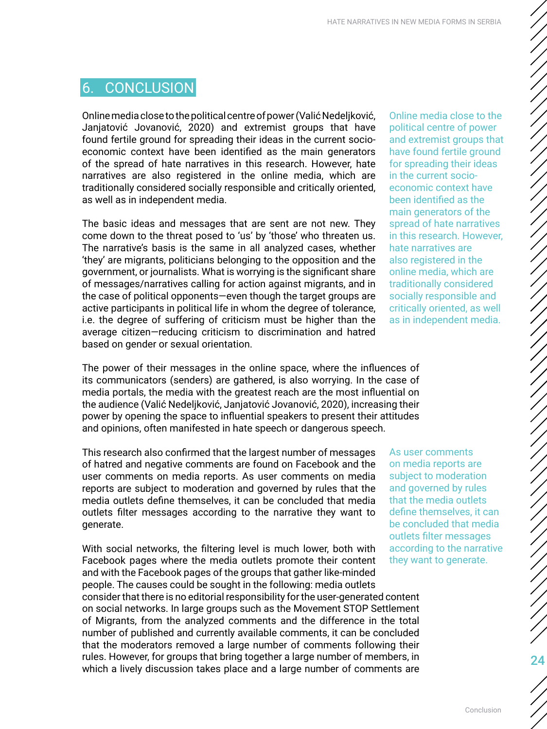## 6. CONCLUSION

Online media close to the political centre of power (Valić Nedeljković, Janjatović Jovanović, 2020) and extremist groups that have found fertile ground for spreading their ideas in the current socio-economic context have been identified as the main generators of the spread of hate narratives in this research. However, hate narratives are also registered in the online media, which are traditionally considered socially responsible and critically oriented, as well as in independent media.

> Online media close to the political centre of power and extremist groups that have found fertile ground for spreading their ideas in the current socio-economic context have been identified as the main generators of the spread of hate narratives in this research. However, hate narratives are also registered in the online media, which are traditionally considered socially responsible and critically oriented, as well as in independent media.

The basic ideas and messages that are sent are not new. They come down to the threat posed to 'us' by 'those' who threaten us. The narrative's basis is the same in all analyzed cases, whether 'they' are migrants, politicians belonging to the opposition and the government, or journalists. What is worrying is the significant share of messages/narratives calling for action against migrants, and in the case of political opponents—even though the target groups are active participants in political life in whom the degree of tolerance, i.e. the degree of suffering of criticism must be higher than the average citizen—reducing criticism to discrimination and hatred based on gender or sexual orientation.

The power of their messages in the online space, where the influences of its communicators (senders) are gathered, is also worrying. In the case of media portals, the media with the greatest reach are the most influential on the audience (Valić Nedeljković, Janjatović Jovanović, 2020), increasing their power by opening the space to influential speakers to present their attitudes and opinions, often manifested in hate speech or dangerous speech.

This research also confirmed that the largest number of messages of hatred and negative comments are found on Facebook and the user comments on media reports. As user comments on media reports are subject to moderation and governed by rules that the media outlets define themselves, it can be concluded that media outlets filter messages according to the narrative they want to generate.

> As user comments on media reports are subject to moderation and governed by rules that the media outlets define themselves, it can be concluded that media outlets filter messages according to the narrative they want to generate.

With social networks, the filtering level is much lower, both with Facebook pages where the media outlets promote their content and with the Facebook pages of the groups that gather like-minded people. The causes could be sought in the following: media outlets consider that there is no editorial responsibility for the user-generated content on social networks. In large groups such as the Movement STOP Settlement of Migrants, from the analyzed comments and the difference in the total number of published and currently available comments, it can be concluded that the moderators removed a large number of comments following their rules. However, for groups that bring together a large number of members, in which a lively discussion takes place and a large number of comments are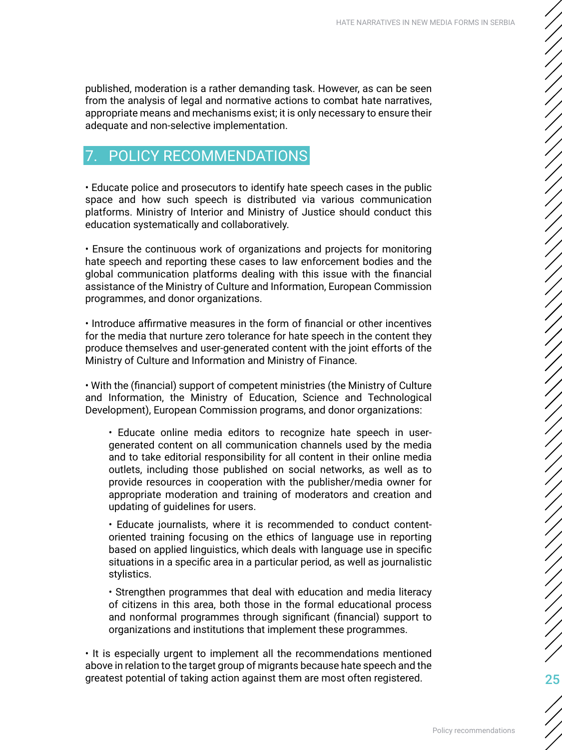published, moderation is a rather demanding task. However, as can be seen from the analysis of legal and normative actions to combat hate narratives, appropriate means and mechanisms exist; it is only necessary to ensure their adequate and non-selective implementation.

## 7. POLICY RECOMMENDATIONS

• Educate police and prosecutors to identify hate speech cases in the public space and how such speech is distributed via various communication platforms. Ministry of Interior and Ministry of Justice should conduct this education systematically and collaboratively.

• Ensure the continuous work of organizations and projects for monitoring hate speech and reporting these cases to law enforcement bodies and the global communication platforms dealing with this issue with the financial assistance of the Ministry of Culture and Information, European Commission programmes, and donor organizations.

• Introduce affirmative measures in the form of financial or other incentives for the media that nurture zero tolerance for hate speech in the content they produce themselves and user-generated content with the joint efforts of the Ministry of Culture and Information and Ministry of Finance.

• With the (financial) support of competent ministries (the Ministry of Culture and Information, the Ministry of Education, Science and Technological Development), European Commission programs, and donor organizations:

  • Educate online media editors to recognize hate speech in user-generated content on all communication channels used by the media and to take editorial responsibility for all content in their online media outlets, including those published on social networks, as well as to provide resources in cooperation with the publisher/media owner for appropriate moderation and training of moderators and creation and updating of guidelines for users.

  • Educate journalists, where it is recommended to conduct content-oriented training focusing on the ethics of language use in reporting based on applied linguistics, which deals with language use in specific situations in a specific area in a particular period, as well as journalistic stylistics.

  • Strengthen programmes that deal with education and media literacy of citizens in this area, both those in the formal educational process and nonformal programmes through significant (financial) support to organizations and institutions that implement these programmes.

• It is especially urgent to implement all the recommendations mentioned above in relation to the target group of migrants because hate speech and the greatest potential of taking action against them are most often registered.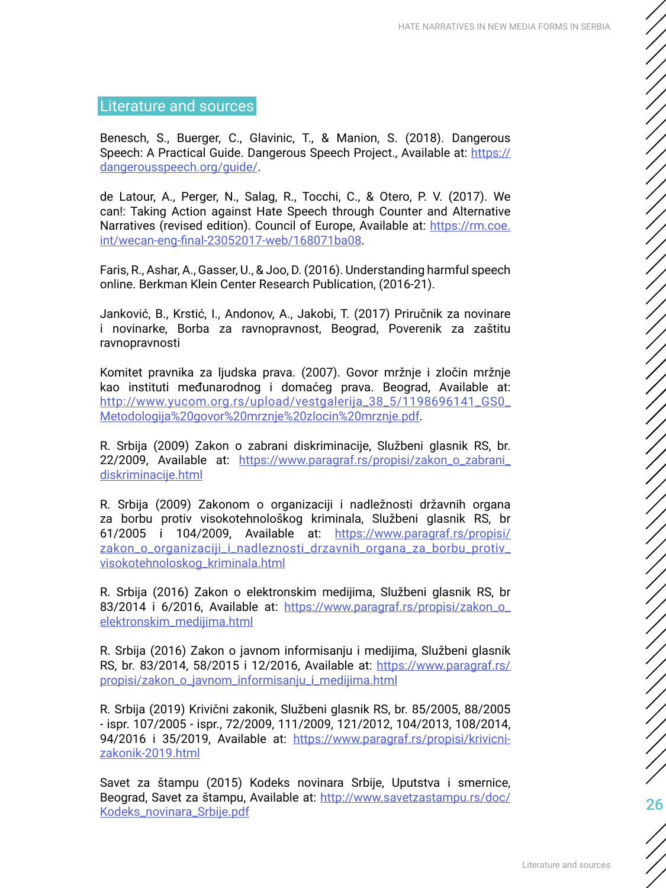## Literature and sources

Benesch, S., Buerger, C., Glavinic, T., & Manion, S. (2018). Dangerous Speech: A Practical Guide. Dangerous Speech Project., Available at: https://dangerousspeech.org/guide/.

de Latour, A., Perger, N., Salag, R., Tocchi, C., & Otero, P. V. (2017). We can!: Taking Action against Hate Speech through Counter and Alternative Narratives (revised edition). Council of Europe, Available at: https://rm.coe.int/wecan-eng-final-23052017-web/168071ba08.

Faris, R., Ashar, A., Gasser, U., & Joo, D. (2016). Understanding harmful speech online. Berkman Klein Center Research Publication, (2016-21).

Janković, B., Krstić, I., Andonov, A., Jakobi, T. (2017) Priručnik za novinare i novinarke, Borba za ravnopravnost, Beograd, Poverenik za zaštitu ravnopravnosti

Komitet pravnika za ljudska prava. (2007). Govor mržnje i zločin mržnje kao instituti međunarodnog i domaćeg prava. Beograd, Available at: http://www.yucom.org.rs/upload/vestgalerija_38_5/1198696141_GS0_Metodologija%20govor%20mrznje%20zlocin%20mrznje.pdf.

R. Srbija (2009) Zakon o zabrani diskriminacije, Službeni glasnik RS, br. 22/2009, Available at: https://www.paragraf.rs/propisi/zakon_o_zabrani_diskriminacije.html

R. Srbija (2009) Zakonom o organizaciji i nadležnosti državnih organa za borbu protiv visokotehnološkog kriminala, Službeni glasnik RS, br 61/2005 i 104/2009, Available at: https://www.paragraf.rs/propisi/zakon_o_organizaciji_i_nadleznosti_drzavnih_organa_za_borbu_protiv_visokotehnoloskog_kriminala.html

R. Srbija (2016) Zakon o elektronskim medijima, Službeni glasnik RS, br 83/2014 i 6/2016, Available at: https://www.paragraf.rs/propisi/zakon_o_elektronskim_medijima.html

R. Srbija (2016) Zakon o javnom informisanju i medijima, Službeni glasnik RS, br. 83/2014, 58/2015 i 12/2016, Available at: https://www.paragraf.rs/propisi/zakon_o_javnom_informisanju_i_medijima.html

R. Srbija (2019) Krivični zakonik, Službeni glasnik RS, br. 85/2005, 88/2005 - ispr. 107/2005 - ispr., 72/2009, 111/2009, 121/2012, 104/2013, 108/2014, 94/2016 i 35/2019, Available at: https://www.paragraf.rs/propisi/krivicni-zakonik-2019.html

Savet za štampu (2015) Kodeks novinara Srbije, Uputstva i smernice, Beograd, Savet za štampu, Available at: http://www.savetzastampu.rs/doc/Kodeks_novinara_Srbije.pdf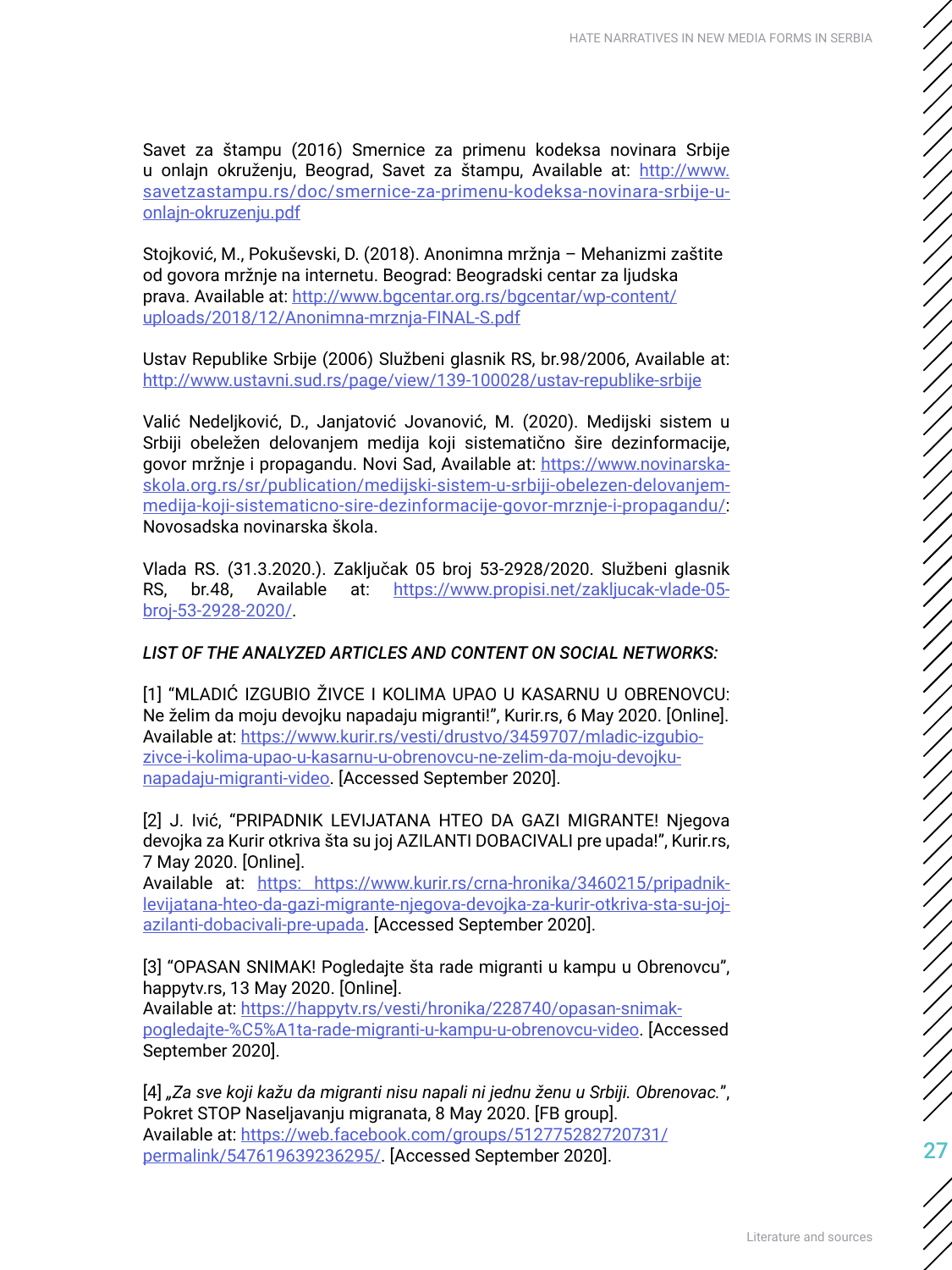Savet za štampu (2016) Smernice za primenu kodeksa novinara Srbije u onlajn okruženju, Beograd, Savet za štampu, Available at: http://www.savetzastampu.rs/doc/smernice-za-primenu-kodeksa-novinara-srbije-u-onlajn-okruzenju.pdf

Stojković, M., Pokuševski, D. (2018). Anonimna mržnja – Mehanizmi zaštite od govora mržnje na internetu. Beograd: Beogradski centar za ljudska prava. Available at: http://www.bgcentar.org.rs/bgcentar/wp-content/uploads/2018/12/Anonimna-mrznja-FINAL-S.pdf

Ustav Republike Srbije (2006) Službeni glasnik RS, br.98/2006, Available at: http://www.ustavni.sud.rs/page/view/139-100028/ustav-republike-srbije

Valić Nedeljković, D., Janjatović Jovanović, M. (2020). Medijski sistem u Srbiji obeležen delovanjem medija koji sistematično šire dezinformacije, govor mržnje i propagandu. Novi Sad, Available at: https://www.novinarska-skola.org.rs/sr/publication/medijski-sistem-u-srbiji-obelezen-delovanjem-medija-koji-sistematicno-sire-dezinformacije-govor-mrznje-i-propagandu/: Novosadska novinarska škola.

Vlada RS. (31.3.2020.). Zaključak 05 broj 53-2928/2020. Službeni glasnik RS, br.48, Available at: https://www.propisi.net/zakljucak-vlade-05-broj-53-2928-2020/.

***LIST OF THE ANALYZED ARTICLES AND CONTENT ON SOCIAL NETWORKS:***

[1] "MLADIĆ IZGUBIO ŽIVCE I KOLIMA UPAO U KASARNU U OBRENOVCU: Ne želim da moju devojku napadaju migranti!", Kurir.rs, 6 May 2020. [Online]. Available at: https://www.kurir.rs/vesti/drustvo/3459707/mladic-izgubio-zivce-i-kolima-upao-u-kasarnu-u-obrenovcu-ne-zelim-da-moju-devojku-napadaju-migranti-video. [Accessed September 2020].

[2] J. Ivić, "PRIPADNIK LEVIJATANA HTEO DA GAZI MIGRANTE! Njegova devojka za Kurir otkriva šta su joj AZILANTI DOBACIVALI pre upada!", Kurir.rs, 7 May 2020. [Online].
Available at: https: https://www.kurir.rs/crna-hronika/3460215/pripadnik-levijatana-hteo-da-gazi-migrante-njegova-devojka-za-kurir-otkriva-sta-su-joj-azilanti-dobacivali-pre-upada. [Accessed September 2020].

[3] "OPASAN SNIMAK! Pogledajte šta rade migranti u kampu u Obrenovcu", happytv.rs, 13 May 2020. [Online].
Available at: https://happytv.rs/vesti/hronika/228740/opasan-snimak-pogledajte-%C5%A1ta-rade-migranti-u-kampu-u-obrenovcu-video. [Accessed September 2020].

[4] *„Za sve koji kažu da migranti nisu napali ni jednu ženu u Srbiji. Obrenovac."*, Pokret STOP Naseljavanju migranata, 8 May 2020. [FB group].
Available at: https://web.facebook.com/groups/512775282720731/permalink/547619639236295/. [Accessed September 2020].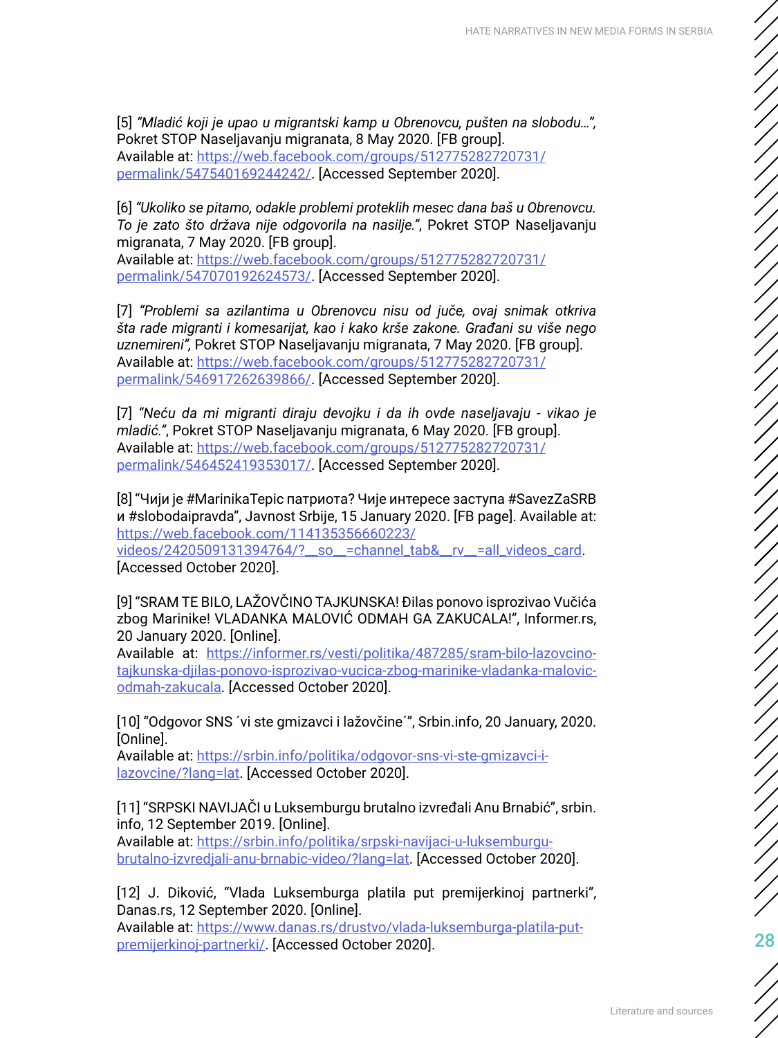[5] *"Mladić koji je upao u migrantski kamp u Obrenovcu, pušten na slobodu…"*, Pokret STOP Naseljavanju migranata, 8 May 2020. [FB group].
Available at: https://web.facebook.com/groups/512775282720731/permalink/547540169244242/. [Accessed September 2020].

[6] *"Ukoliko se pitamo, odakle problemi proteklih mesec dana baš u Obrenovcu. To je zato što država nije odgovorila na nasilje."*, Pokret STOP Naseljavanju migranata, 7 May 2020. [FB group].
Available at: https://web.facebook.com/groups/512775282720731/permalink/547070192624573/. [Accessed September 2020].

[7] *"Problemi sa azilantima u Obrenovcu nisu od juče, ovaj snimak otkriva šta rade migranti i komesarijat, kao i kako krše zakone. Građani su više nego uznemireni"*, Pokret STOP Naseljavanju migranata, 7 May 2020. [FB group].
Available at: https://web.facebook.com/groups/512775282720731/permalink/546917262639866/. [Accessed September 2020].

[7] *"Neću da mi migranti diraju devojku i da ih ovde naseljavaju - vikao je mladić."*, Pokret STOP Naseljavanju migranata, 6 May 2020. [FB group].
Available at: https://web.facebook.com/groups/512775282720731/permalink/546452419353017/. [Accessed September 2020].

[8] "Чији је #МаринкаТепић патриота? Чије интересе заступа #SavezZaSRB и #slobodaipravda", Javnost Srbije, 15 January 2020. [FB page]. Available at: https://web.facebook.com/114135356660223/videos/2420509131394764/?__so__=channel_tab&__rv__=all_videos_card. [Accessed October 2020].

[9] "SRAM TE BILO, LAŽOVČINO TAJKUNSKA! Đilas ponovo isprozivao Vučića zbog Marinike! VLADANKA MALOVIĆ ODMAH GA ZAKUCALA!", Informer.rs, 20 January 2020. [Online].
Available at: https://informer.rs/vesti/politika/487285/sram-bilo-lazovcino-tajkunska-djilas-ponovo-isprozivao-vucica-zbog-marinike-vladanka-malovic-odmah-zakucala. [Accessed October 2020].

[10] "Odgovor SNS ´vi ste gmizavci i lažovčine´", Srbin.info, 20 January, 2020. [Online].
Available at: https://srbin.info/politika/odgovor-sns-vi-ste-gmizavci-i-lazovcine/?lang=lat. [Accessed October 2020].

[11] "SRPSKI NAVIJAČI u Luksemburgu brutalno izvređali Anu Brnabić", srbin.info, 12 September 2019. [Online].
Available at: https://srbin.info/politika/srpski-navijaci-u-luksemburgu-brutalno-izvredjali-anu-brnabic-video/?lang=lat. [Accessed October 2020].

[12] J. Diković, "Vlada Luksemburga platila put premijerkinoj partnerki", Danas.rs, 12 September 2020. [Online].
Available at: https://www.danas.rs/drustvo/vlada-luksemburga-platila-put-premijerkinoj-partnerki/. [Accessed October 2020].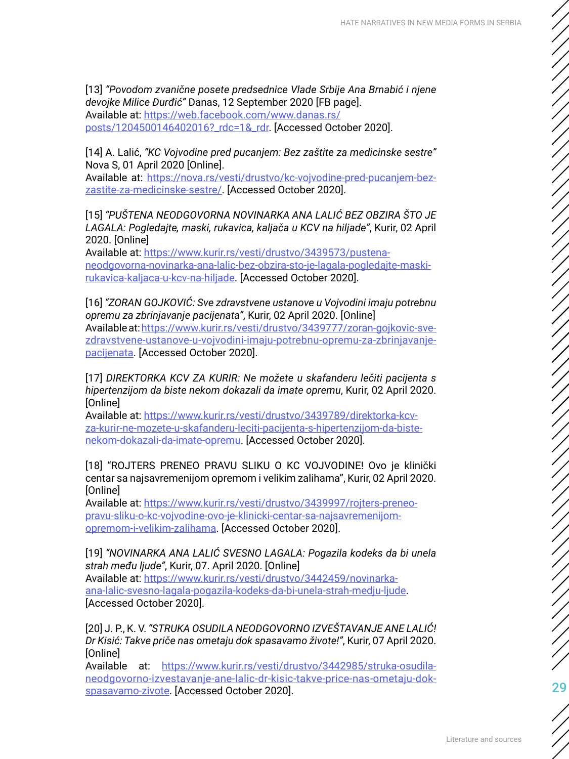[13] *"Povodom zvanične posete predsednice Vlade Srbije Ana Brnabić i njene devojke Milice Đurđić"* Danas, 12 September 2020 [FB page].
Available at: https://web.facebook.com/www.danas.rs/posts/1204500146402016?_rdc=1&_rdr. [Accessed October 2020].

[14] A. Lalić, *"KC Vojvodine pred pucanjem: Bez zaštite za medicinske sestre"* Nova S, 01 April 2020 [Online].
Available at: https://nova.rs/vesti/drustvo/kc-vojvodine-pred-pucanjem-bez-zastite-za-medicinske-sestre/. [Accessed October 2020].

[15] *"PUŠTENA NEODGOVORNA NOVINARKA ANA LALIĆ BEZ OBZIRA ŠTO JE LAGALA: Pogledajte, maski, rukavica, kaljača u KCV na hiljade"*, Kurir, 02 April 2020. [Online]
Available at: https://www.kurir.rs/vesti/drustvo/3439573/pustena-neodgovorna-novinarka-ana-lalic-bez-obzira-sto-je-lagala-pogledajte-maski-rukavica-kaljaca-u-kcv-na-hiljade. [Accessed October 2020].

[16] *"ZORAN GOJKOVIĆ: Sve zdravstvene ustanove u Vojvodini imaju potrebnu opremu za zbrinjavanje pacijenata"*, Kurir, 02 April 2020. [Online]
Available at: https://www.kurir.rs/vesti/drustvo/3439777/zoran-gojkovic-sve-zdravstvene-ustanove-u-vojvodini-imaju-potrebnu-opremu-za-zbrinjavanje-pacijenata. [Accessed October 2020].

[17] *DIREKTORKA KCV ZA KURIR: Ne možete u skafanderu lečiti pacijenta s hipertenzijom da biste nekom dokazali da imate opremu*, Kurir, 02 April 2020. [Online]
Available at: https://www.kurir.rs/vesti/drustvo/3439789/direktorka-kcv-za-kurir-ne-mozete-u-skafanderu-leciti-pacijenta-s-hipertenzijom-da-biste-nekom-dokazali-da-imate-opremu. [Accessed October 2020].

[18] "ROJTERS PRENEO PRAVU SLIKU O KC VOJVODINE! Ovo je klinički centar sa najsavremenijom opremom i velikim zalihama", Kurir, 02 April 2020. [Online]
Available at: https://www.kurir.rs/vesti/drustvo/3439997/rojters-preneo-pravu-sliku-o-kc-vojvodine-ovo-je-klinicki-centar-sa-najsavremenijom-opremom-i-velikim-zalihama. [Accessed October 2020].

[19] *"NOVINARKA ANA LALIĆ SVESNO LAGALA: Pogazila kodeks da bi unela strah među ljude"*, Kurir, 07. April 2020. [Online]
Available at: https://www.kurir.rs/vesti/drustvo/3442459/novinarka-ana-lalic-svesno-lagala-pogazila-kodeks-da-bi-unela-strah-medju-ljude. [Accessed October 2020].

[20] J. P., K. V. *"STRUKA OSUDILA NEODGOVORNO IZVEŠTAVANJE ANE LALIĆ! Dr Kisić: Takve priče nas ometaju dok spasavamo živote!"*, Kurir, 07 April 2020. [Online]
Available at: https://www.kurir.rs/vesti/drustvo/3442985/struka-osudila-neodgovorno-izvestavanje-ane-lalic-dr-kisic-takve-price-nas-ometaju-dok-spasavamo-zivote. [Accessed October 2020].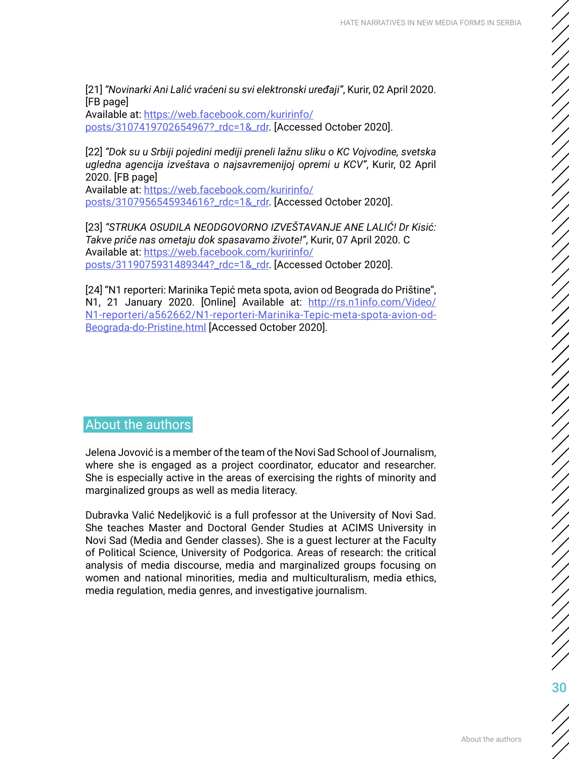[21] *"Novinarki Ani Lalić vraćeni su svi elektronski uređaji"*, Kurir, 02 April 2020. [FB page]
Available at: https://web.facebook.com/kuririnfo/posts/3107419702654967?_rdc=1&_rdr. [Accessed October 2020].

[22] *"Dok su u Srbiji pojedini mediji preneli lažnu sliku o KC Vojvodine, svetska ugledna agencija izveštava o najsavremenijoj opremi u KCV"*, Kurir, 02 April 2020. [FB page]
Available at: https://web.facebook.com/kuririnfo/posts/3107956545934616?_rdc=1&_rdr. [Accessed October 2020].

[23] *"STRUKA OSUDILA NEODGOVORNO IZVEŠTAVANJE ANE LALIĆ! Dr Kisić: Takve priče nas ometaju dok spasavamo živote!"*, Kurir, 07 April 2020. C
Available at: https://web.facebook.com/kuririnfo/posts/3119075931489344?_rdc=1&_rdr. [Accessed October 2020].

[24] "N1 reporteri: Marinika Tepić meta spota, avion od Beograda do Prištine", N1, 21 January 2020. [Online] Available at: http://rs.n1info.com/Video/N1-reporteri/a562662/N1-reporteri-Marinika-Tepic-meta-spota-avion-od-Beograda-do-Pristine.html [Accessed October 2020].

## About the authors

Jelena Jovović is a member of the team of the Novi Sad School of Journalism, where she is engaged as a project coordinator, educator and researcher. She is especially active in the areas of exercising the rights of minority and marginalized groups as well as media literacy.

Dubravka Valić Nedeljković is a full professor at the University of Novi Sad. She teaches Master and Doctoral Gender Studies at ACIMS University in Novi Sad (Media and Gender classes). She is a guest lecturer at the Faculty of Political Science, University of Podgorica. Areas of research: the critical analysis of media discourse, media and marginalized groups focusing on women and national minorities, media and multiculturalism, media ethics, media regulation, media genres, and investigative journalism.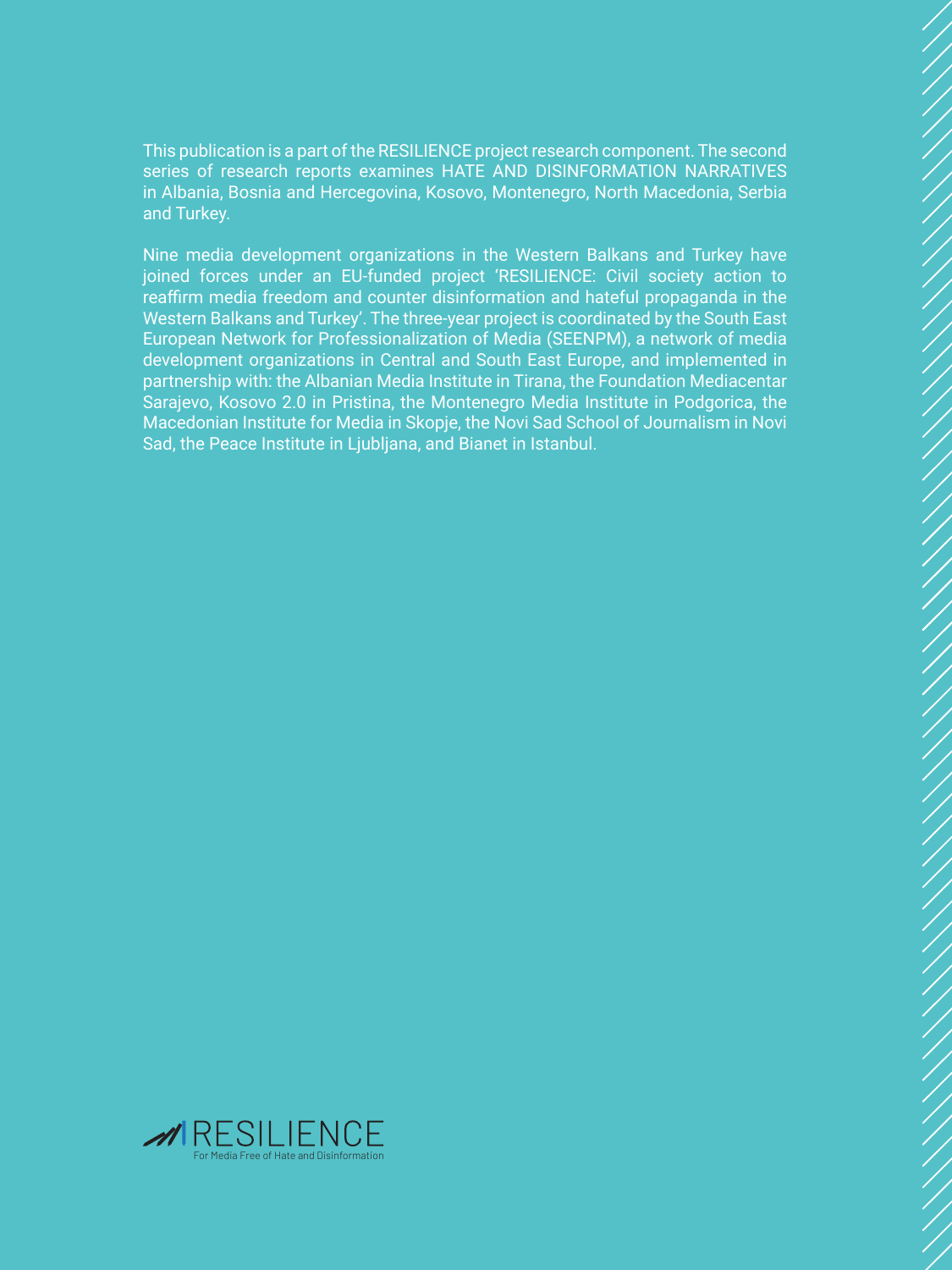This publication is a part of the RESILIENCE project research component. The second series of research reports examines HATE AND DISINFORMATION NARRATIVES in Albania, Bosnia and Hercegovina, Kosovo, Montenegro, North Macedonia, Serbia and Turkey.

Nine media development organizations in the Western Balkans and Turkey have joined forces under an EU-funded project 'RESILIENCE: Civil society action to reaffirm media freedom and counter disinformation and hateful propaganda in the Western Balkans and Turkey'. The three-year project is coordinated by the South East European Network for Professionalization of Media (SEENPM), a network of media development organizations in Central and South East Europe, and implemented in partnership with: the Albanian Media Institute in Tirana, the Foundation Mediacentar Sarajevo, Kosovo 2.0 in Pristina, the Montenegro Media Institute in Podgorica, the Macedonian Institute for Media in Skopje, the Novi Sad School of Journalism in Novi Sad, the Peace Institute in Ljubljana, and Bianet in Istanbul.

RESILIENCE

For Media Free of Hate and Disinformation